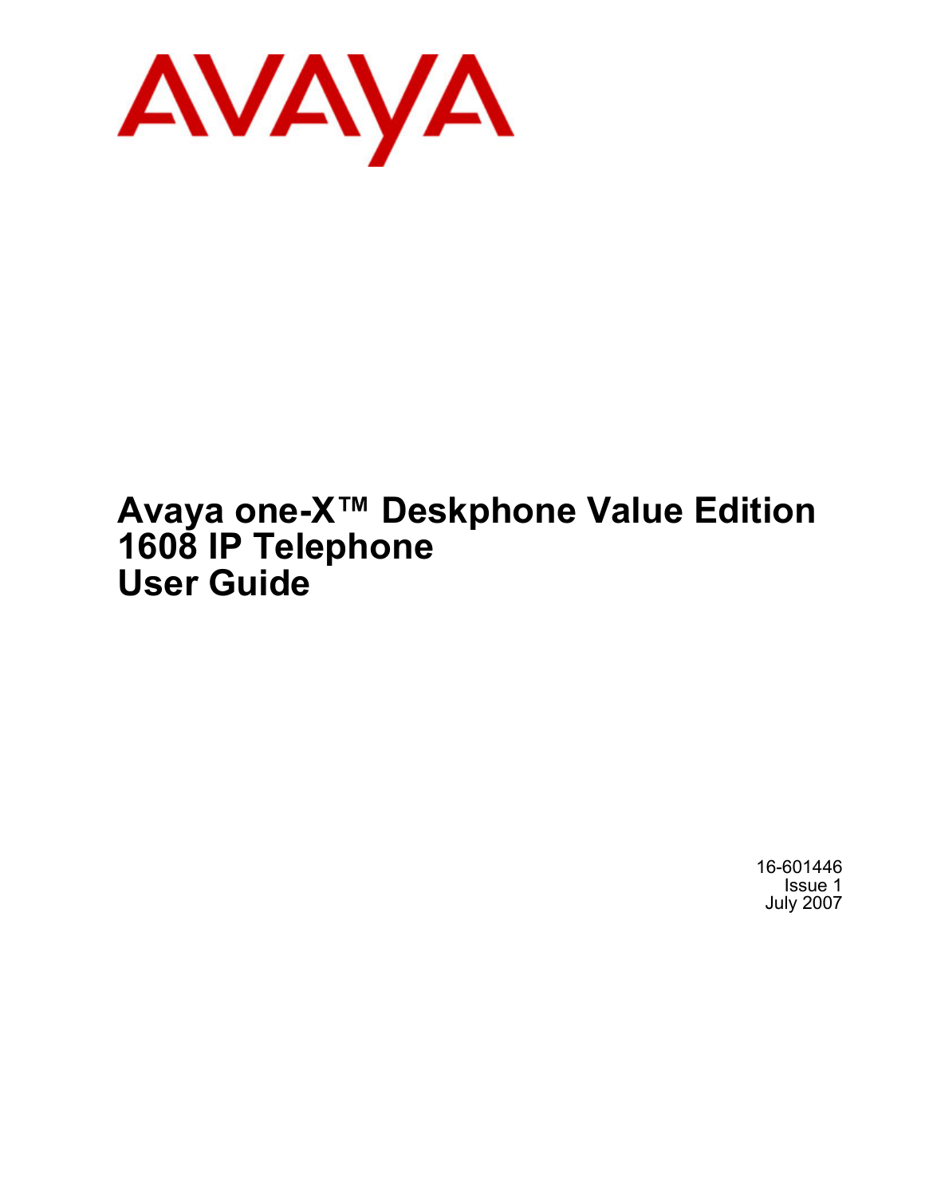AVAYA

# Avaya one-X™ Deskphone Value Edition 1608 IP Telephone User Guide

16-601446
Issue 1
July 2007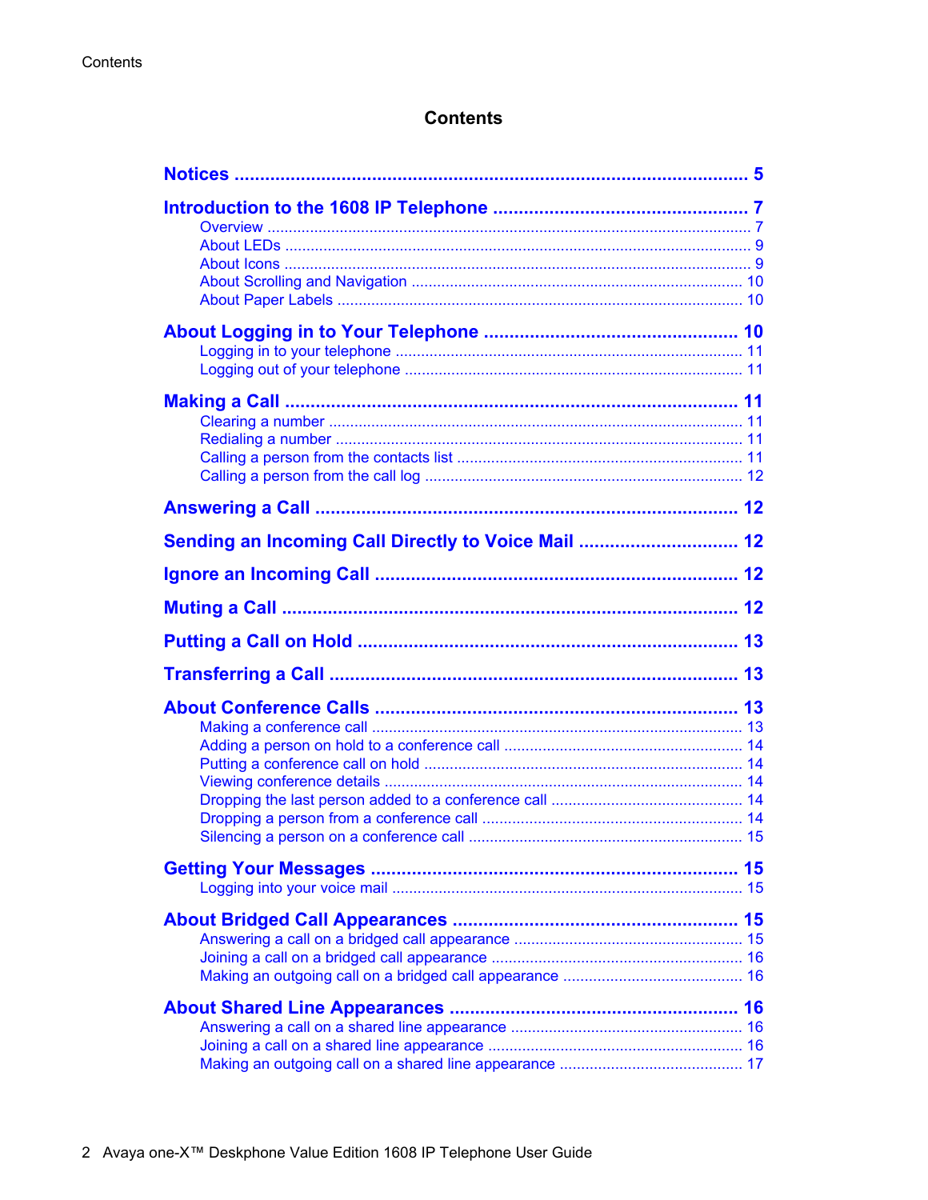# Contents

**Notices** .......... 5

**Introduction to the 1608 IP Telephone** .......... 7
- Overview .......... 7
- About LEDs .......... 9
- About Icons .......... 9
- About Scrolling and Navigation .......... 10
- About Paper Labels .......... 10

**About Logging in to Your Telephone** .......... 10
- Logging in to your telephone .......... 11
- Logging out of your telephone .......... 11

**Making a Call** .......... 11
- Clearing a number .......... 11
- Redialing a number .......... 11
- Calling a person from the contacts list .......... 11
- Calling a person from the call log .......... 12

**Answering a Call** .......... 12

**Sending an Incoming Call Directly to Voice Mail** .......... 12

**Ignore an Incoming Call** .......... 12

**Muting a Call** .......... 12

**Putting a Call on Hold** .......... 13

**Transferring a Call** .......... 13

**About Conference Calls** .......... 13
- Making a conference call .......... 13
- Adding a person on hold to a conference call .......... 14
- Putting a conference call on hold .......... 14
- Viewing conference details .......... 14
- Dropping the last person added to a conference call .......... 14
- Dropping a person from a conference call .......... 14
- Silencing a person on a conference call .......... 15

**Getting Your Messages** .......... 15
- Logging into your voice mail .......... 15

**About Bridged Call Appearances** .......... 15
- Answering a call on a bridged call appearance .......... 15
- Joining a call on a bridged call appearance .......... 16
- Making an outgoing call on a bridged call appearance .......... 16

**About Shared Line Appearances** .......... 16
- Answering a call on a shared line appearance .......... 16
- Joining a call on a shared line appearance .......... 16
- Making an outgoing call on a shared line appearance .......... 17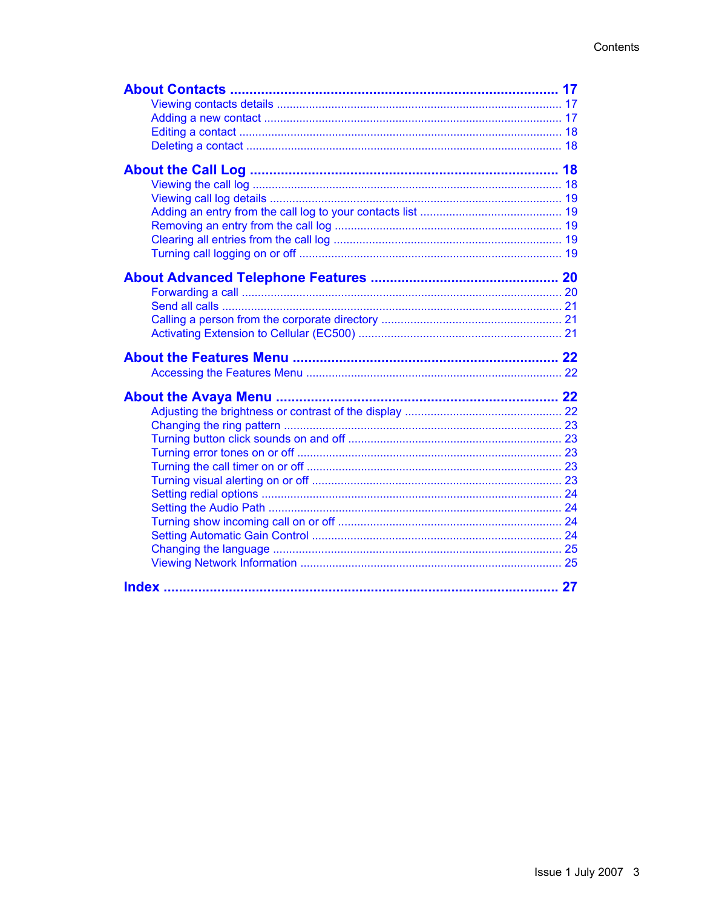**About Contacts** .......................................................................... **17**
- Viewing contacts details ............................................................... 17
- Adding a new contact ................................................................... 17
- Editing a contact ........................................................................ 18
- Deleting a contact ...................................................................... 18

**About the Call Log** ...................................................................... **18**
- Viewing the call log ..................................................................... 18
- Viewing call log details ................................................................. 19
- Adding an entry from the call log to your contacts list ........................ 19
- Removing an entry from the call log ............................................... 19
- Clearing all entries from the call log .............................................. 19
- Turning call logging on or off ......................................................... 19

**About Advanced Telephone Features** ............................................ **20**
- Forwarding a call ........................................................................ 20
- Send all calls ............................................................................. 21
- Calling a person from the corporate directory .................................. 21
- Activating Extension to Cellular (EC500) ......................................... 21

**About the Features Menu** ............................................................ **22**
- Accessing the Features Menu ........................................................ 22

**About the Avaya Menu** ............................................................... **22**
- Adjusting the brightness or contrast of the display ............................ 22
- Changing the ring pattern ............................................................. 23
- Turning button click sounds on and off ........................................... 23
- Turning error tones on or off ......................................................... 23
- Turning the call timer on or off ...................................................... 23
- Turning visual alerting on or off ..................................................... 23
- Setting redial options .................................................................. 24
- Setting the Audio Path ................................................................. 24
- Turning show incoming call on or off .............................................. 24
- Setting Automatic Gain Control ..................................................... 24
- Changing the language ................................................................ 25
- Viewing Network Information ........................................................ 25

**Index** ......................................................................................... **27**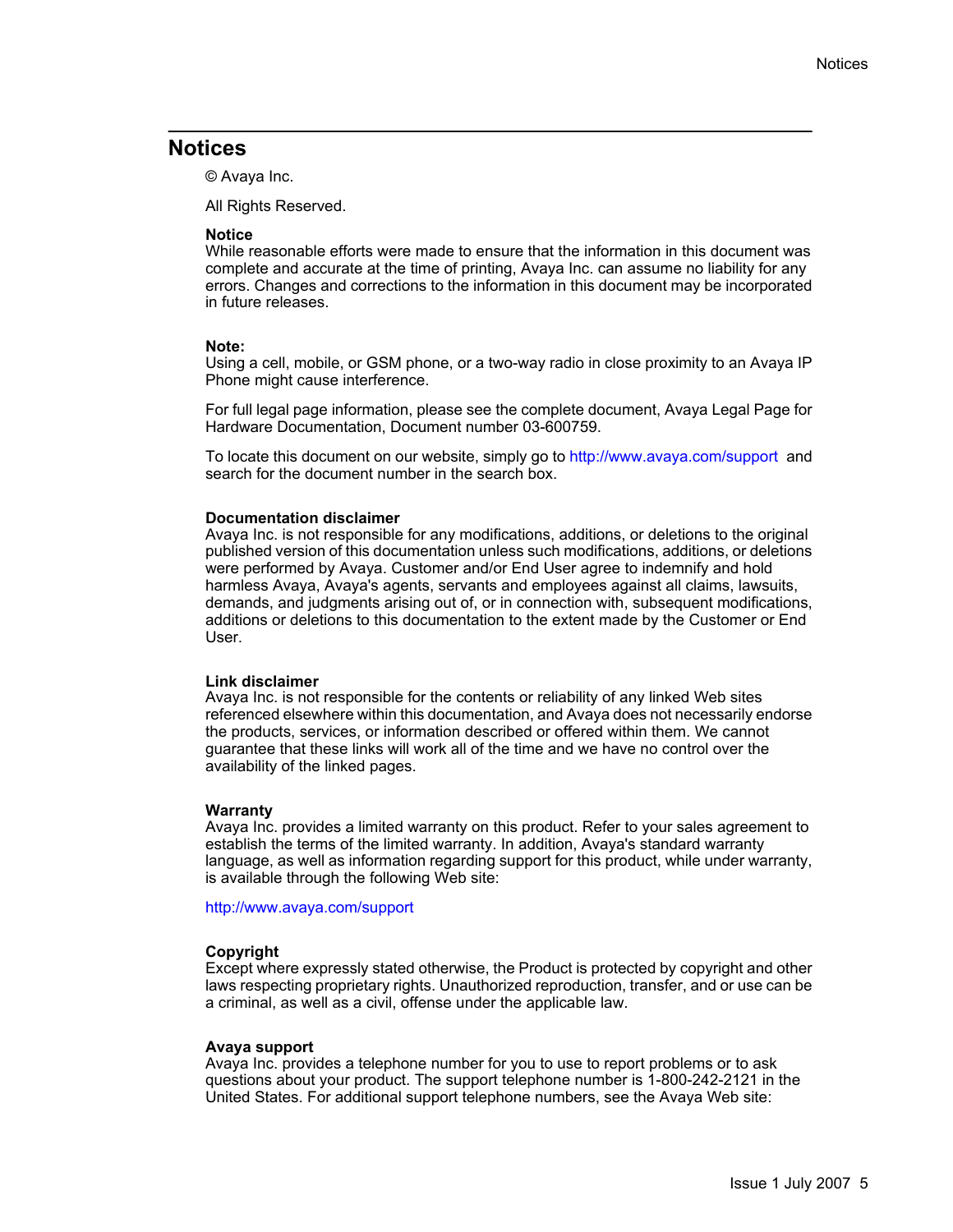# Notices

© Avaya Inc.

All Rights Reserved.

**Notice**
While reasonable efforts were made to ensure that the information in this document was complete and accurate at the time of printing, Avaya Inc. can assume no liability for any errors. Changes and corrections to the information in this document may be incorporated in future releases.

**Note:**
Using a cell, mobile, or GSM phone, or a two-way radio in close proximity to an Avaya IP Phone might cause interference.

For full legal page information, please see the complete document, Avaya Legal Page for Hardware Documentation, Document number 03-600759.

To locate this document on our website, simply go to http://www.avaya.com/support and search for the document number in the search box.

**Documentation disclaimer**
Avaya Inc. is not responsible for any modifications, additions, or deletions to the original published version of this documentation unless such modifications, additions, or deletions were performed by Avaya. Customer and/or End User agree to indemnify and hold harmless Avaya, Avaya's agents, servants and employees against all claims, lawsuits, demands, and judgments arising out of, or in connection with, subsequent modifications, additions or deletions to this documentation to the extent made by the Customer or End User.

**Link disclaimer**
Avaya Inc. is not responsible for the contents or reliability of any linked Web sites referenced elsewhere within this documentation, and Avaya does not necessarily endorse the products, services, or information described or offered within them. We cannot guarantee that these links will work all of the time and we have no control over the availability of the linked pages.

**Warranty**
Avaya Inc. provides a limited warranty on this product. Refer to your sales agreement to establish the terms of the limited warranty. In addition, Avaya's standard warranty language, as well as information regarding support for this product, while under warranty, is available through the following Web site:

http://www.avaya.com/support

**Copyright**
Except where expressly stated otherwise, the Product is protected by copyright and other laws respecting proprietary rights. Unauthorized reproduction, transfer, and or use can be a criminal, as well as a civil, offense under the applicable law.

**Avaya support**
Avaya Inc. provides a telephone number for you to use to report problems or to ask questions about your product. The support telephone number is 1-800-242-2121 in the United States. For additional support telephone numbers, see the Avaya Web site: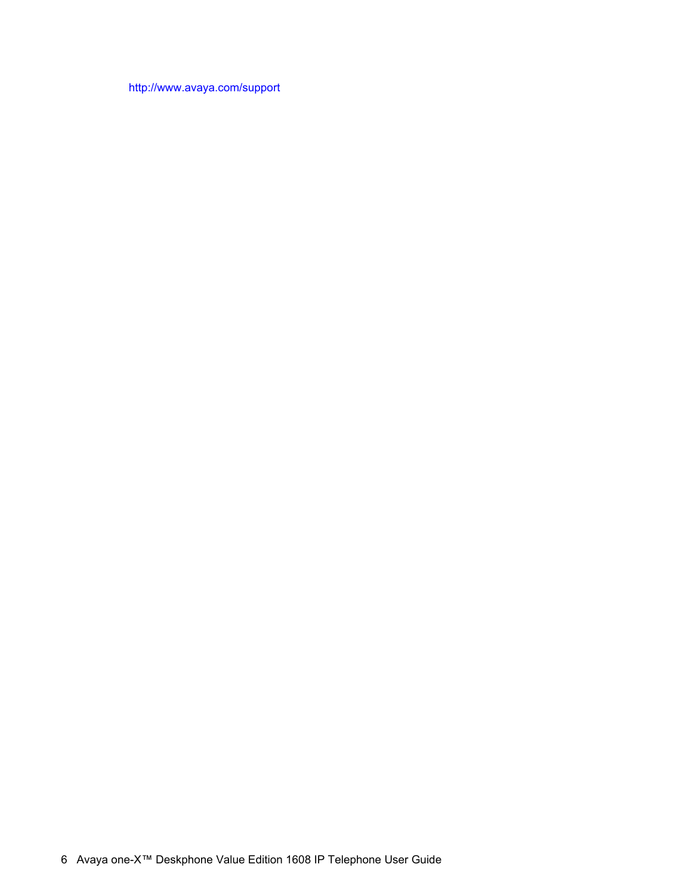http://www.avaya.com/support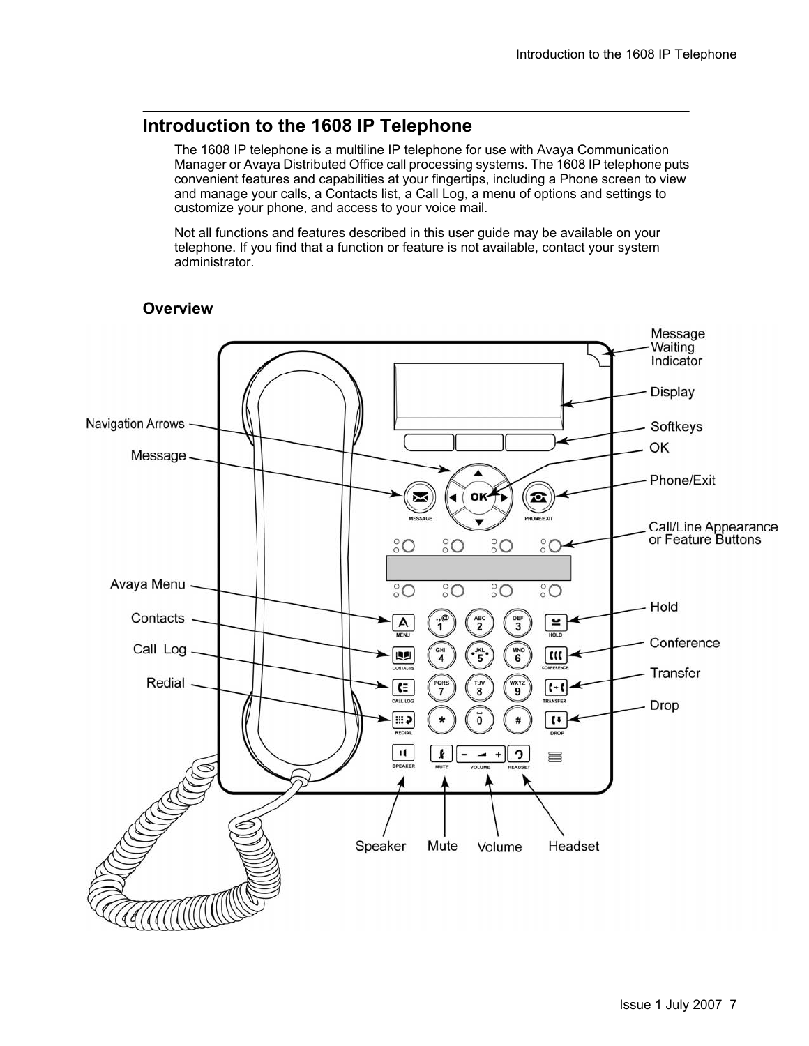## Introduction to the 1608 IP Telephone

The 1608 IP telephone is a multiline IP telephone for use with Avaya Communication Manager or Avaya Distributed Office call processing systems. The 1608 IP telephone puts convenient features and capabilities at your fingertips, including a Phone screen to view and manage your calls, a Contacts list, a Call Log, a menu of options and settings to customize your phone, and access to your voice mail.

Not all functions and features described in this user guide may be available on your telephone. If you find that a function or feature is not available, contact your system administrator.

### Overview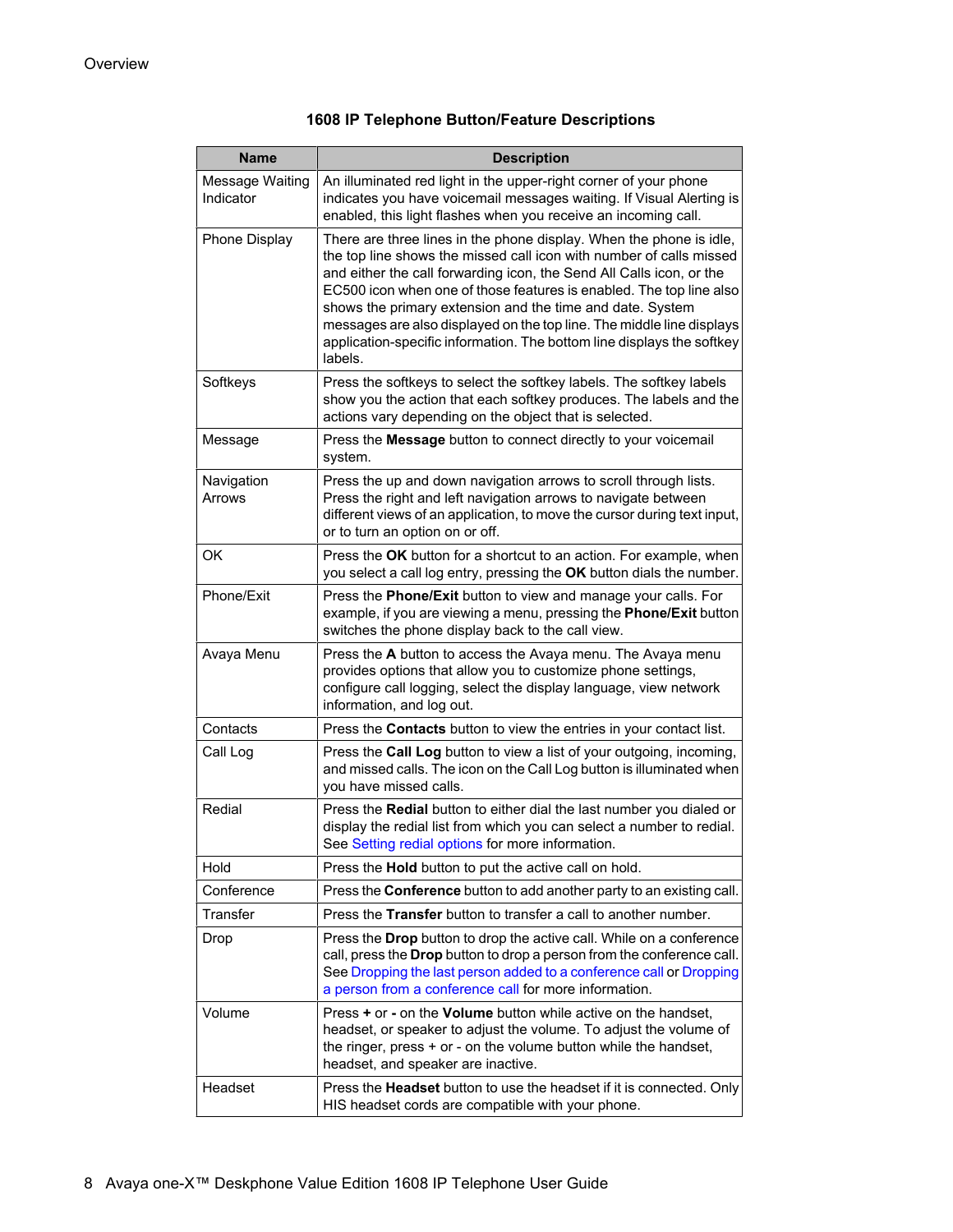### 1608 IP Telephone Button/Feature Descriptions

| Name | Description |
|---|---|
| Message Waiting Indicator | An illuminated red light in the upper-right corner of your phone indicates you have voicemail messages waiting. If Visual Alerting is enabled, this light flashes when you receive an incoming call. |
| Phone Display | There are three lines in the phone display. When the phone is idle, the top line shows the missed call icon with number of calls missed and either the call forwarding icon, the Send All Calls icon, or the EC500 icon when one of those features is enabled. The top line also shows the primary extension and the time and date. System messages are also displayed on the top line. The middle line displays application-specific information. The bottom line displays the softkey labels. |
| Softkeys | Press the softkeys to select the softkey labels. The softkey labels show you the action that each softkey produces. The labels and the actions vary depending on the object that is selected. |
| Message | Press the **Message** button to connect directly to your voicemail system. |
| Navigation Arrows | Press the up and down navigation arrows to scroll through lists. Press the right and left navigation arrows to navigate between different views of an application, to move the cursor during text input, or to turn an option on or off. |
| OK | Press the **OK** button for a shortcut to an action. For example, when you select a call log entry, pressing the **OK** button dials the number. |
| Phone/Exit | Press the **Phone/Exit** button to view and manage your calls. For example, if you are viewing a menu, pressing the **Phone/Exit** button switches the phone display back to the call view. |
| Avaya Menu | Press the **A** button to access the Avaya menu. The Avaya menu provides options that allow you to customize phone settings, configure call logging, select the display language, view network information, and log out. |
| Contacts | Press the **Contacts** button to view the entries in your contact list. |
| Call Log | Press the **Call Log** button to view a list of your outgoing, incoming, and missed calls. The icon on the Call Log button is illuminated when you have missed calls. |
| Redial | Press the **Redial** button to either dial the last number you dialed or display the redial list from which you can select a number to redial. See Setting redial options for more information. |
| Hold | Press the **Hold** button to put the active call on hold. |
| Conference | Press the **Conference** button to add another party to an existing call. |
| Transfer | Press the **Transfer** button to transfer a call to another number. |
| Drop | Press the **Drop** button to drop the active call. While on a conference call, press the **Drop** button to drop a person from the conference call. See Dropping the last person added to a conference call or Dropping a person from a conference call for more information. |
| Volume | Press **+** or **-** on the **Volume** button while active on the handset, headset, or speaker to adjust the volume. To adjust the volume of the ringer, press + or - on the volume button while the handset, headset, and speaker are inactive. |
| Headset | Press the **Headset** button to use the headset if it is connected. Only HIS headset cords are compatible with your phone. |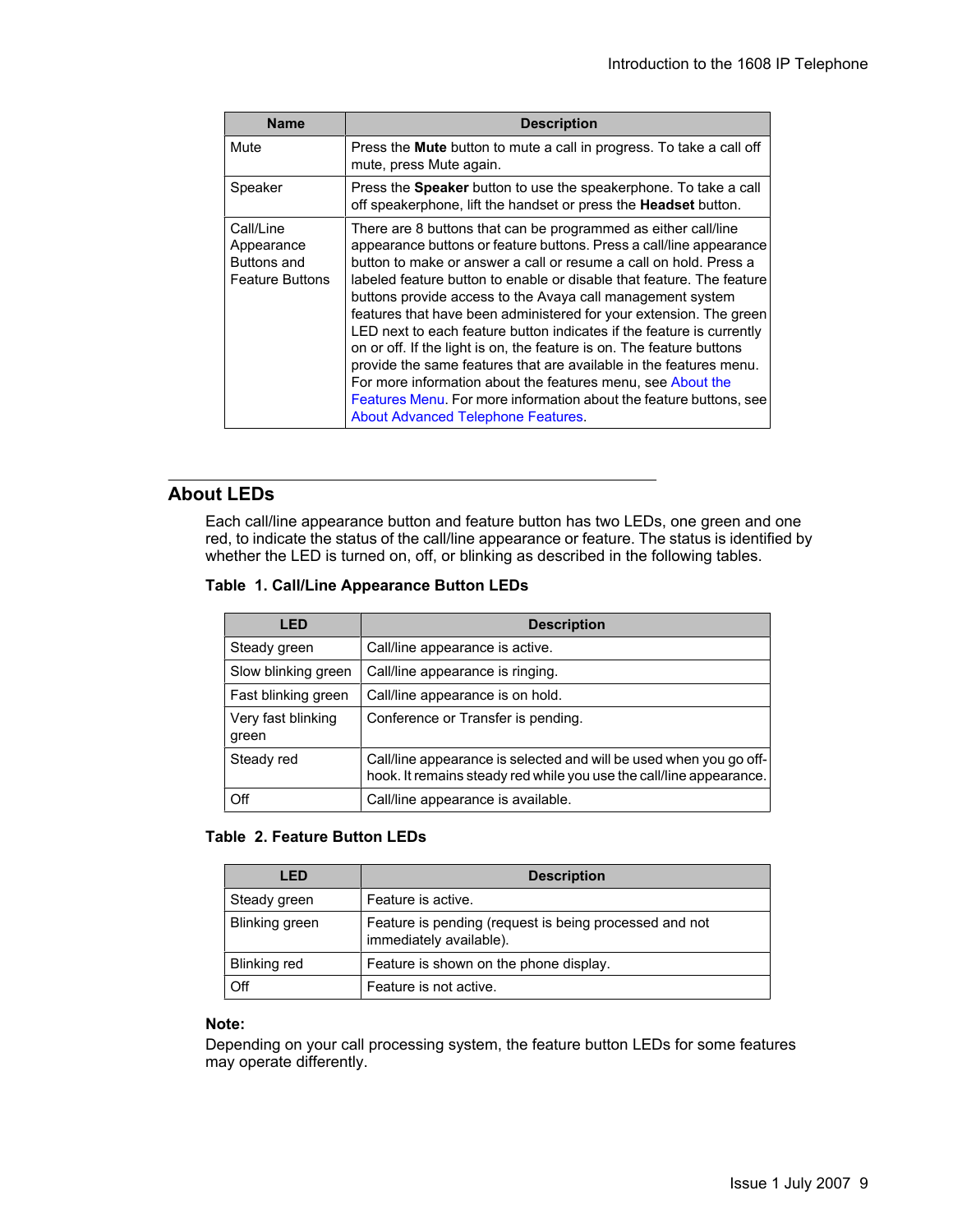| Name | Description |
| --- | --- |
| Mute | Press the **Mute** button to mute a call in progress. To take a call off mute, press Mute again. |
| Speaker | Press the **Speaker** button to use the speakerphone. To take a call off speakerphone, lift the handset or press the **Headset** button. |
| Call/Line Appearance Buttons and Feature Buttons | There are 8 buttons that can be programmed as either call/line appearance buttons or feature buttons. Press a call/line appearance button to make or answer a call or resume a call on hold. Press a labeled feature button to enable or disable that feature. The feature buttons provide access to the Avaya call management system features that have been administered for your extension. The green LED next to each feature button indicates if the feature is currently on or off. If the light is on, the feature is on. The feature buttons provide the same features that are available in the features menu. For more information about the features menu, see About the Features Menu. For more information about the feature buttons, see About Advanced Telephone Features. |

## About LEDs

Each call/line appearance button and feature button has two LEDs, one green and one red, to indicate the status of the call/line appearance or feature. The status is identified by whether the LED is turned on, off, or blinking as described in the following tables.

**Table 1. Call/Line Appearance Button LEDs**

| LED | Description |
| --- | --- |
| Steady green | Call/line appearance is active. |
| Slow blinking green | Call/line appearance is ringing. |
| Fast blinking green | Call/line appearance is on hold. |
| Very fast blinking green | Conference or Transfer is pending. |
| Steady red | Call/line appearance is selected and will be used when you go off-hook. It remains steady red while you use the call/line appearance. |
| Off | Call/line appearance is available. |

**Table 2. Feature Button LEDs**

| LED | Description |
| --- | --- |
| Steady green | Feature is active. |
| Blinking green | Feature is pending (request is being processed and not immediately available). |
| Blinking red | Feature is shown on the phone display. |
| Off | Feature is not active. |

**Note:**
Depending on your call processing system, the feature button LEDs for some features may operate differently.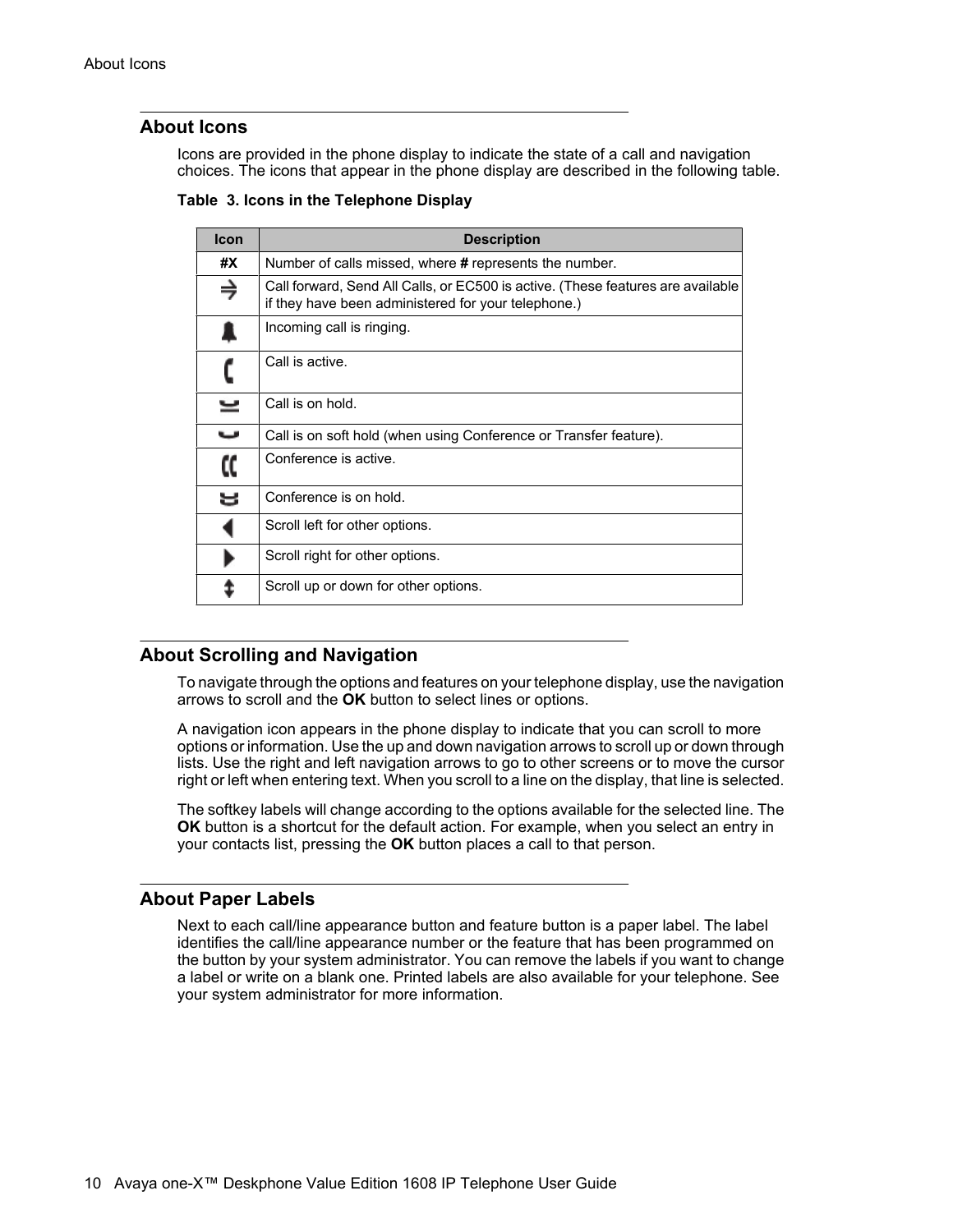## About Icons

Icons are provided in the phone display to indicate the state of a call and navigation choices. The icons that appear in the phone display are described in the following table.

**Table 3. Icons in the Telephone Display**

| Icon | Description |
|---|---|
| **#X** | Number of calls missed, where **#** represents the number. |
| | Call forward, Send All Calls, or EC500 is active. (These features are available if they have been administered for your telephone.) |
| | Incoming call is ringing. |
| | Call is active. |
| | Call is on hold. |
| | Call is on soft hold (when using Conference or Transfer feature). |
| | Conference is active. |
| | Conference is on hold. |
| | Scroll left for other options. |
| | Scroll right for other options. |
| | Scroll up or down for other options. |

## About Scrolling and Navigation

To navigate through the options and features on your telephone display, use the navigation arrows to scroll and the **OK** button to select lines or options.

A navigation icon appears in the phone display to indicate that you can scroll to more options or information. Use the up and down navigation arrows to scroll up or down through lists. Use the right and left navigation arrows to go to other screens or to move the cursor right or left when entering text. When you scroll to a line on the display, that line is selected.

The softkey labels will change according to the options available for the selected line. The **OK** button is a shortcut for the default action. For example, when you select an entry in your contacts list, pressing the **OK** button places a call to that person.

## About Paper Labels

Next to each call/line appearance button and feature button is a paper label. The label identifies the call/line appearance number or the feature that has been programmed on the button by your system administrator. You can remove the labels if you want to change a label or write on a blank one. Printed labels are also available for your telephone. See your system administrator for more information.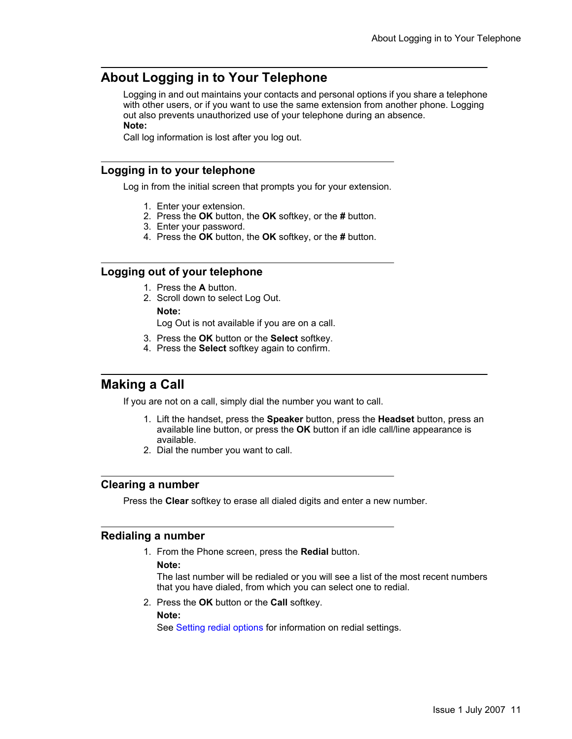## About Logging in to Your Telephone

Logging in and out maintains your contacts and personal options if you share a telephone with other users, or if you want to use the same extension from another phone. Logging out also prevents unauthorized use of your telephone during an absence.

**Note:**

Call log information is lost after you log out.

### Logging in to your telephone

Log in from the initial screen that prompts you for your extension.

1. Enter your extension.
2. Press the **OK** button, the **OK** softkey, or the **#** button.
3. Enter your password.
4. Press the **OK** button, the **OK** softkey, or the **#** button.

### Logging out of your telephone

1. Press the **A** button.
2. Scroll down to select Log Out.

   **Note:**

   Log Out is not available if you are on a call.

3. Press the **OK** button or the **Select** softkey.
4. Press the **Select** softkey again to confirm.

## Making a Call

If you are not on a call, simply dial the number you want to call.

1. Lift the handset, press the **Speaker** button, press the **Headset** button, press an available line button, or press the **OK** button if an idle call/line appearance is available.
2. Dial the number you want to call.

### Clearing a number

Press the **Clear** softkey to erase all dialed digits and enter a new number.

### Redialing a number

1. From the Phone screen, press the **Redial** button.

   **Note:**

   The last number will be redialed or you will see a list of the most recent numbers that you have dialed, from which you can select one to redial.

2. Press the **OK** button or the **Call** softkey.

   **Note:**

   See Setting redial options for information on redial settings.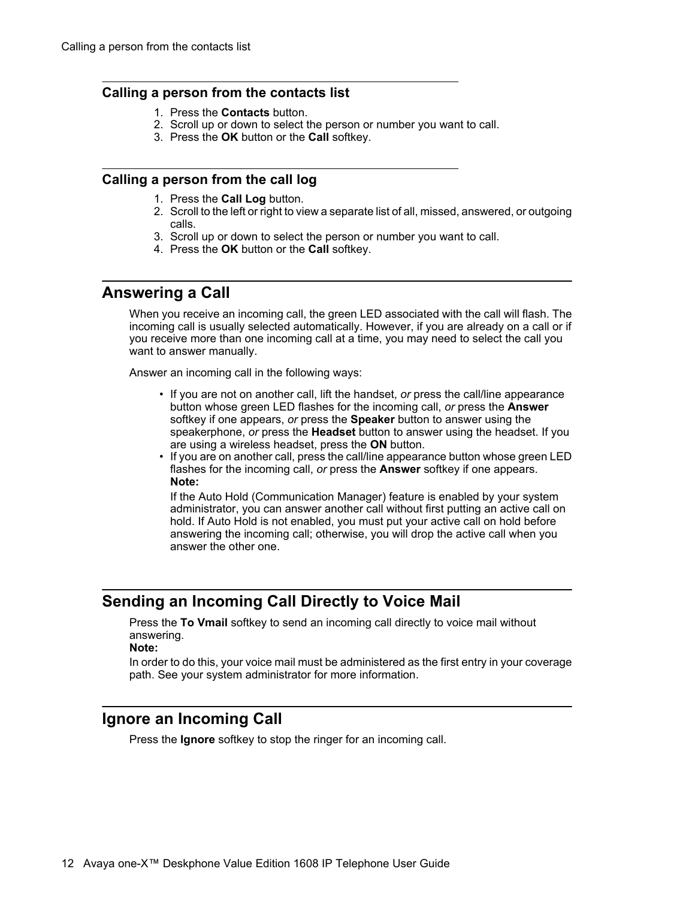### Calling a person from the contacts list

1. Press the **Contacts** button.
2. Scroll up or down to select the person or number you want to call.
3. Press the **OK** button or the **Call** softkey.

### Calling a person from the call log

1. Press the **Call Log** button.
2. Scroll to the left or right to view a separate list of all, missed, answered, or outgoing calls.
3. Scroll up or down to select the person or number you want to call.
4. Press the **OK** button or the **Call** softkey.

## Answering a Call

When you receive an incoming call, the green LED associated with the call will flash. The incoming call is usually selected automatically. However, if you are already on a call or if you receive more than one incoming call at a time, you may need to select the call you want to answer manually.

Answer an incoming call in the following ways:

- If you are not on another call, lift the handset, *or* press the call/line appearance button whose green LED flashes for the incoming call, *or* press the **Answer** softkey if one appears, *or* press the **Speaker** button to answer using the speakerphone, *or* press the **Headset** button to answer using the headset. If you are using a wireless headset, press the **ON** button.
- If you are on another call, press the call/line appearance button whose green LED flashes for the incoming call, *or* press the **Answer** softkey if one appears.

  **Note:**

  If the Auto Hold (Communication Manager) feature is enabled by your system administrator, you can answer another call without first putting an active call on hold. If Auto Hold is not enabled, you must put your active call on hold before answering the incoming call; otherwise, you will drop the active call when you answer the other one.

## Sending an Incoming Call Directly to Voice Mail

Press the **To Vmail** softkey to send an incoming call directly to voice mail without answering.

**Note:**

In order to do this, your voice mail must be administered as the first entry in your coverage path. See your system administrator for more information.

## Ignore an Incoming Call

Press the **Ignore** softkey to stop the ringer for an incoming call.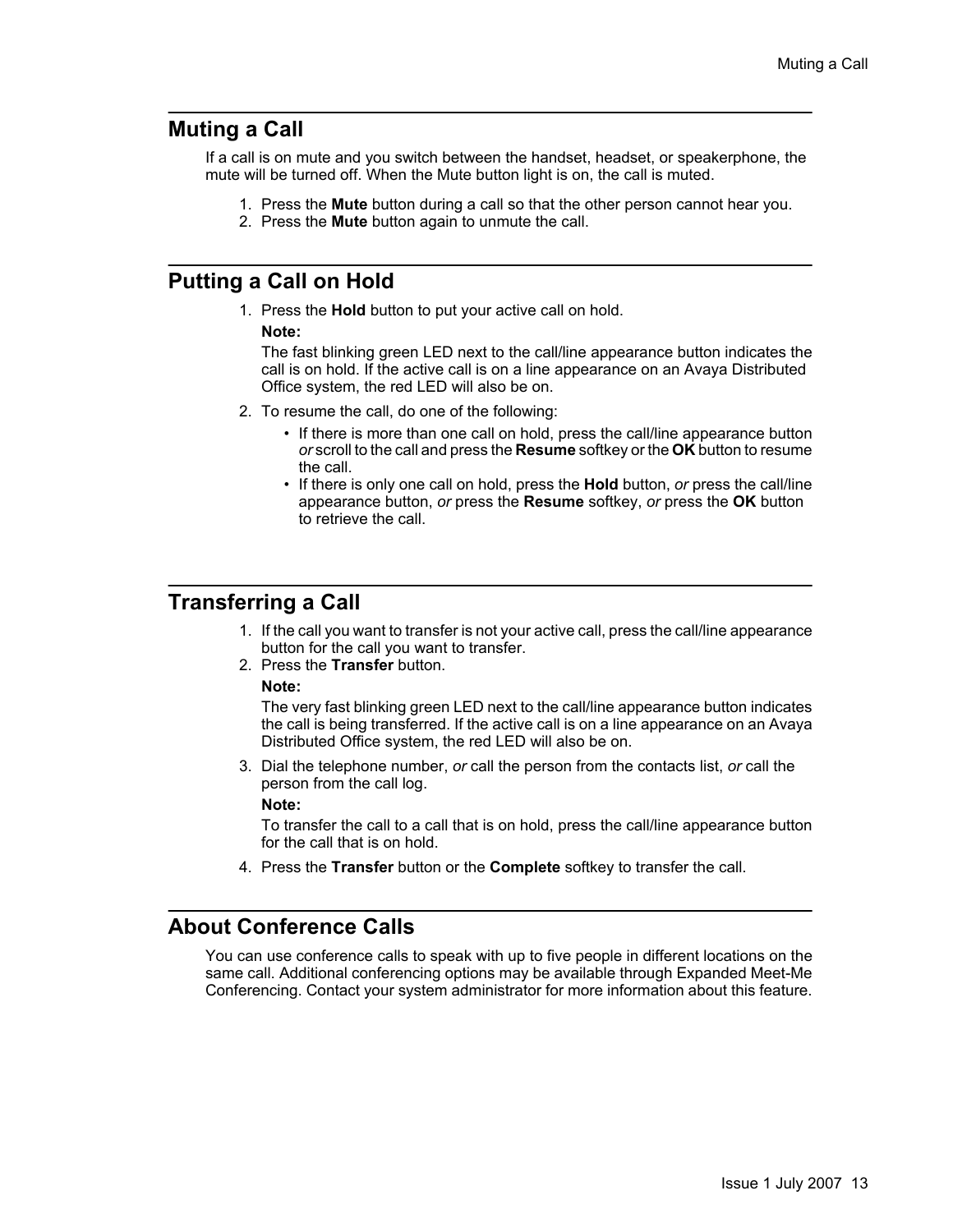## Muting a Call

If a call is on mute and you switch between the handset, headset, or speakerphone, the mute will be turned off. When the Mute button light is on, the call is muted.

1. Press the **Mute** button during a call so that the other person cannot hear you.
2. Press the **Mute** button again to unmute the call.

## Putting a Call on Hold

1. Press the **Hold** button to put your active call on hold.

   **Note:**

   The fast blinking green LED next to the call/line appearance button indicates the call is on hold. If the active call is on a line appearance on an Avaya Distributed Office system, the red LED will also be on.

2. To resume the call, do one of the following:
   - If there is more than one call on hold, press the call/line appearance button *or* scroll to the call and press the **Resume** softkey or the **OK** button to resume the call.
   - If there is only one call on hold, press the **Hold** button, *or* press the call/line appearance button, *or* press the **Resume** softkey, *or* press the **OK** button to retrieve the call.

## Transferring a Call

1. If the call you want to transfer is not your active call, press the call/line appearance button for the call you want to transfer.
2. Press the **Transfer** button.

   **Note:**

   The very fast blinking green LED next to the call/line appearance button indicates the call is being transferred. If the active call is on a line appearance on an Avaya Distributed Office system, the red LED will also be on.

3. Dial the telephone number, *or* call the person from the contacts list, *or* call the person from the call log.

   **Note:**

   To transfer the call to a call that is on hold, press the call/line appearance button for the call that is on hold.

4. Press the **Transfer** button or the **Complete** softkey to transfer the call.

## About Conference Calls

You can use conference calls to speak with up to five people in different locations on the same call. Additional conferencing options may be available through Expanded Meet-Me Conferencing. Contact your system administrator for more information about this feature.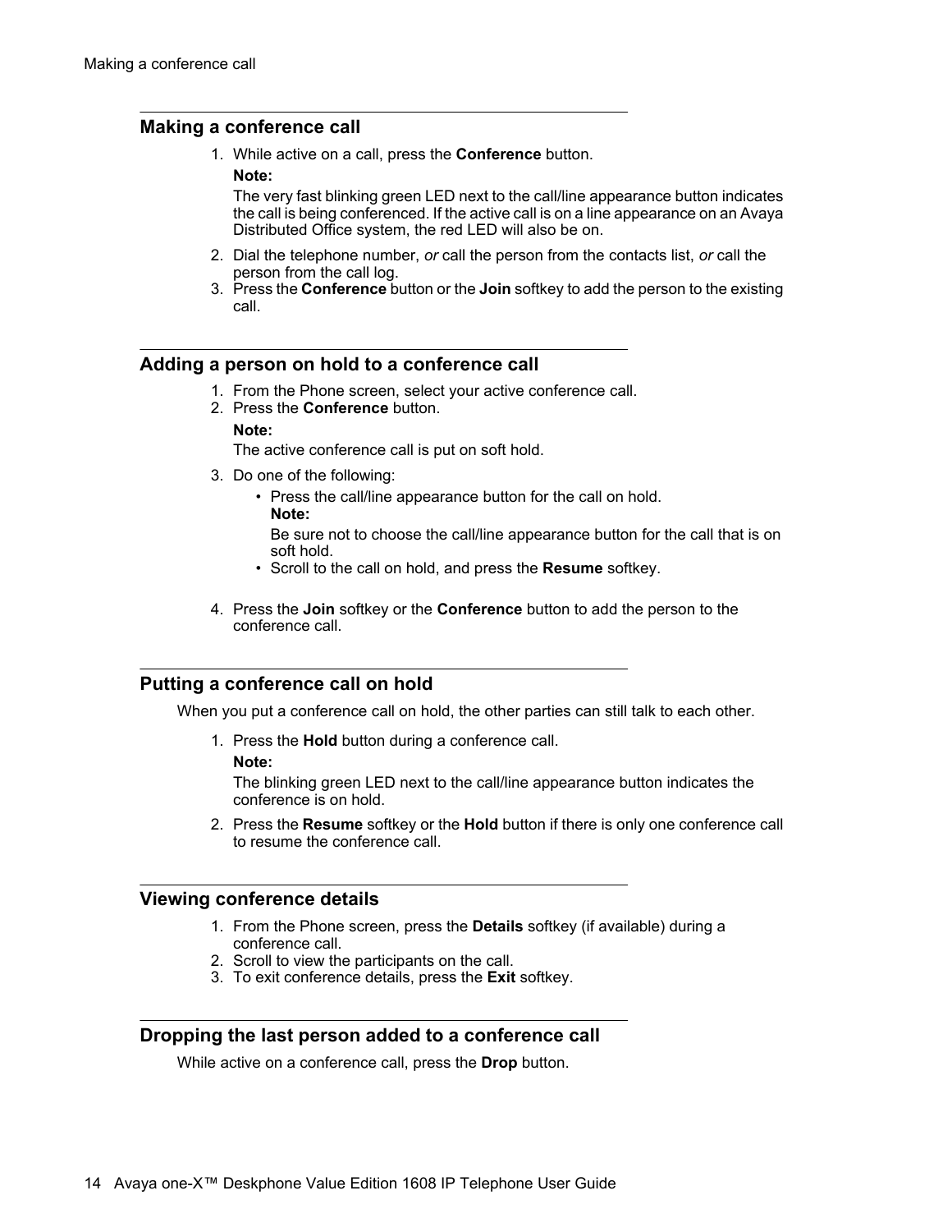## Making a conference call

1. While active on a call, press the **Conference** button.

   **Note:**

   The very fast blinking green LED next to the call/line appearance button indicates the call is being conferenced. If the active call is on a line appearance on an Avaya Distributed Office system, the red LED will also be on.

2. Dial the telephone number, *or* call the person from the contacts list, *or* call the person from the call log.
3. Press the **Conference** button or the **Join** softkey to add the person to the existing call.

## Adding a person on hold to a conference call

1. From the Phone screen, select your active conference call.
2. Press the **Conference** button.

   **Note:**

   The active conference call is put on soft hold.

3. Do one of the following:
   - Press the call/line appearance button for the call on hold.

     **Note:**

     Be sure not to choose the call/line appearance button for the call that is on soft hold.
   - Scroll to the call on hold, and press the **Resume** softkey.
4. Press the **Join** softkey or the **Conference** button to add the person to the conference call.

## Putting a conference call on hold

When you put a conference call on hold, the other parties can still talk to each other.

1. Press the **Hold** button during a conference call.

   **Note:**

   The blinking green LED next to the call/line appearance button indicates the conference is on hold.

2. Press the **Resume** softkey or the **Hold** button if there is only one conference call to resume the conference call.

## Viewing conference details

1. From the Phone screen, press the **Details** softkey (if available) during a conference call.
2. Scroll to view the participants on the call.
3. To exit conference details, press the **Exit** softkey.

## Dropping the last person added to a conference call

While active on a conference call, press the **Drop** button.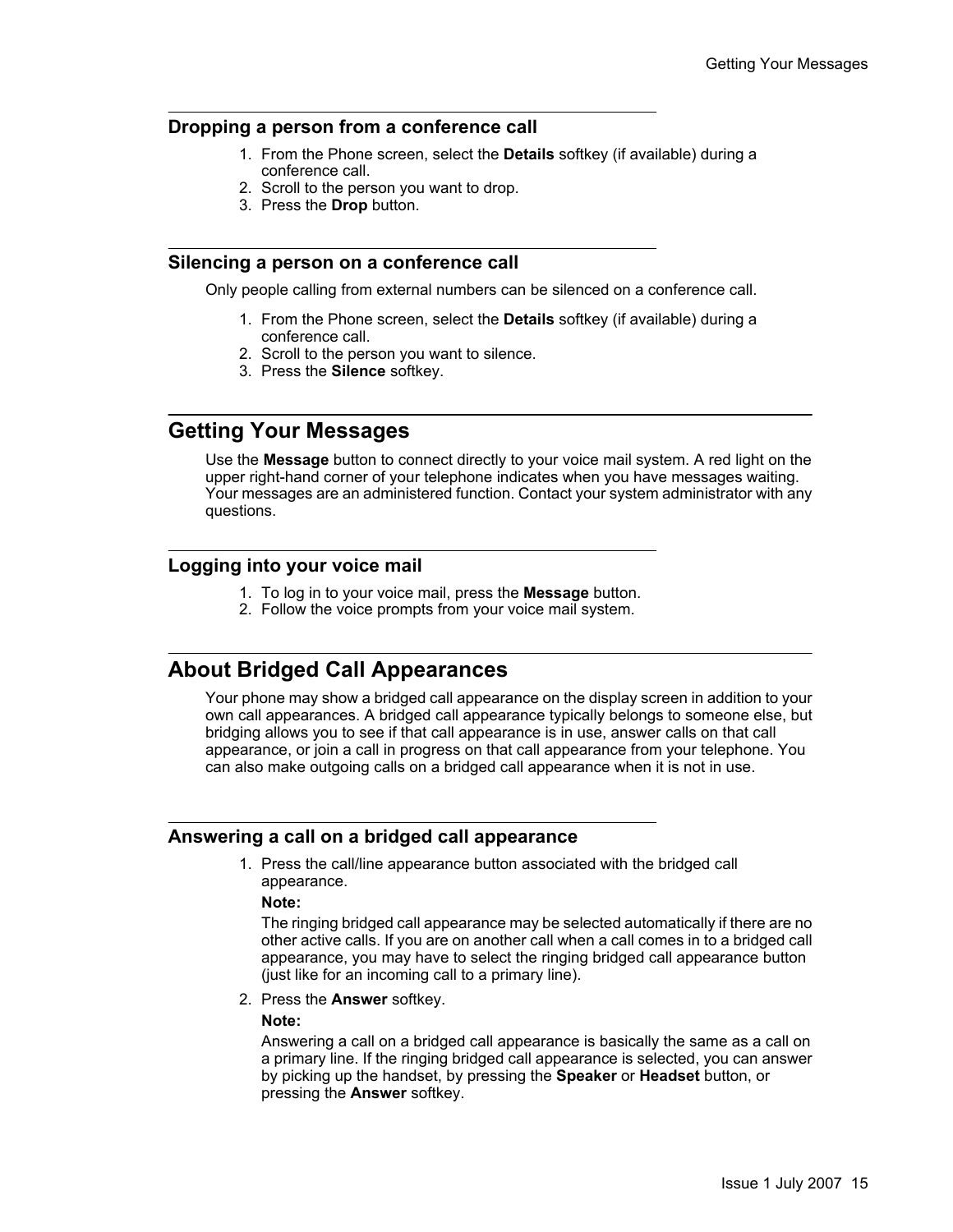### Dropping a person from a conference call

1. From the Phone screen, select the **Details** softkey (if available) during a conference call.
2. Scroll to the person you want to drop.
3. Press the **Drop** button.

### Silencing a person on a conference call

Only people calling from external numbers can be silenced on a conference call.

1. From the Phone screen, select the **Details** softkey (if available) during a conference call.
2. Scroll to the person you want to silence.
3. Press the **Silence** softkey.

## Getting Your Messages

Use the **Message** button to connect directly to your voice mail system. A red light on the upper right-hand corner of your telephone indicates when you have messages waiting. Your messages are an administered function. Contact your system administrator with any questions.

### Logging into your voice mail

1. To log in to your voice mail, press the **Message** button.
2. Follow the voice prompts from your voice mail system.

## About Bridged Call Appearances

Your phone may show a bridged call appearance on the display screen in addition to your own call appearances. A bridged call appearance typically belongs to someone else, but bridging allows you to see if that call appearance is in use, answer calls on that call appearance, or join a call in progress on that call appearance from your telephone. You can also make outgoing calls on a bridged call appearance when it is not in use.

### Answering a call on a bridged call appearance

1. Press the call/line appearance button associated with the bridged call appearance.

   **Note:**

   The ringing bridged call appearance may be selected automatically if there are no other active calls. If you are on another call when a call comes in to a bridged call appearance, you may have to select the ringing bridged call appearance button (just like for an incoming call to a primary line).

2. Press the **Answer** softkey.

   **Note:**

   Answering a call on a bridged call appearance is basically the same as a call on a primary line. If the ringing bridged call appearance is selected, you can answer by picking up the handset, by pressing the **Speaker** or **Headset** button, or pressing the **Answer** softkey.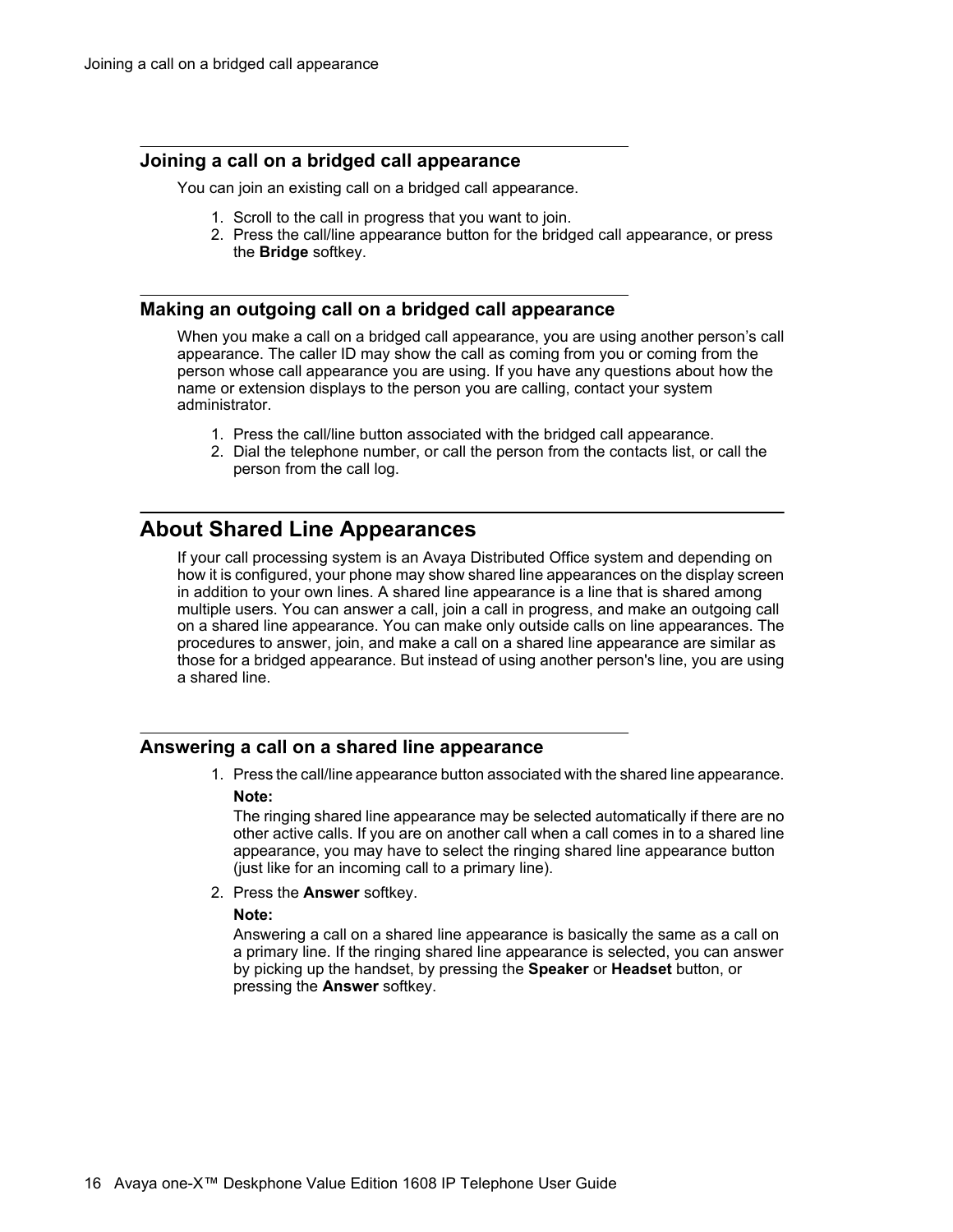### Joining a call on a bridged call appearance

You can join an existing call on a bridged call appearance.

1. Scroll to the call in progress that you want to join.
2. Press the call/line appearance button for the bridged call appearance, or press the **Bridge** softkey.

### Making an outgoing call on a bridged call appearance

When you make a call on a bridged call appearance, you are using another person's call appearance. The caller ID may show the call as coming from you or coming from the person whose call appearance you are using. If you have any questions about how the name or extension displays to the person you are calling, contact your system administrator.

1. Press the call/line button associated with the bridged call appearance.
2. Dial the telephone number, or call the person from the contacts list, or call the person from the call log.

## About Shared Line Appearances

If your call processing system is an Avaya Distributed Office system and depending on how it is configured, your phone may show shared line appearances on the display screen in addition to your own lines. A shared line appearance is a line that is shared among multiple users. You can answer a call, join a call in progress, and make an outgoing call on a shared line appearance. You can make only outside calls on line appearances. The procedures to answer, join, and make a call on a shared line appearance are similar as those for a bridged appearance. But instead of using another person's line, you are using a shared line.

### Answering a call on a shared line appearance

1. Press the call/line appearance button associated with the shared line appearance.

   **Note:**

   The ringing shared line appearance may be selected automatically if there are no other active calls. If you are on another call when a call comes in to a shared line appearance, you may have to select the ringing shared line appearance button (just like for an incoming call to a primary line).

2. Press the **Answer** softkey.

   **Note:**

   Answering a call on a shared line appearance is basically the same as a call on a primary line. If the ringing shared line appearance is selected, you can answer by picking up the handset, by pressing the **Speaker** or **Headset** button, or pressing the **Answer** softkey.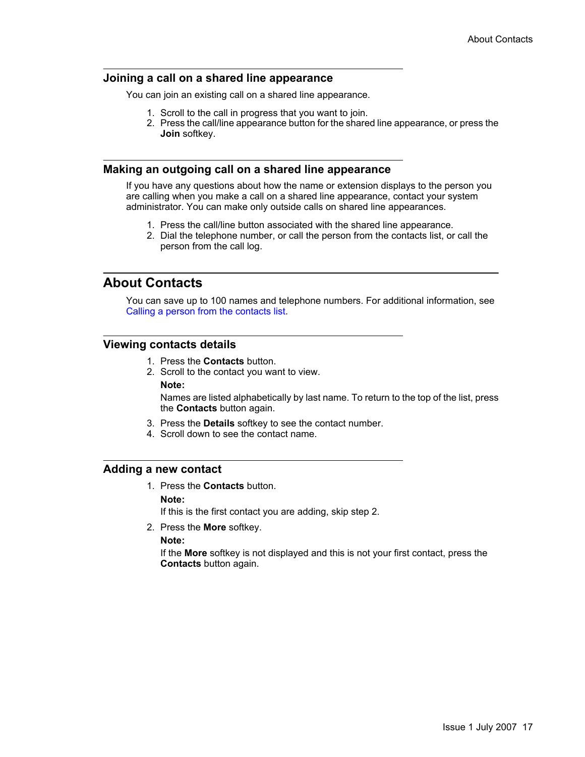### Joining a call on a shared line appearance

You can join an existing call on a shared line appearance.

1. Scroll to the call in progress that you want to join.
2. Press the call/line appearance button for the shared line appearance, or press the **Join** softkey.

### Making an outgoing call on a shared line appearance

If you have any questions about how the name or extension displays to the person you are calling when you make a call on a shared line appearance, contact your system administrator. You can make only outside calls on shared line appearances.

1. Press the call/line button associated with the shared line appearance.
2. Dial the telephone number, or call the person from the contacts list, or call the person from the call log.

## About Contacts

You can save up to 100 names and telephone numbers. For additional information, see Calling a person from the contacts list.

### Viewing contacts details

1. Press the **Contacts** button.
2. Scroll to the contact you want to view.

   **Note:**

   Names are listed alphabetically by last name. To return to the top of the list, press the **Contacts** button again.

3. Press the **Details** softkey to see the contact number.
4. Scroll down to see the contact name.

### Adding a new contact

1. Press the **Contacts** button.

   **Note:**

   If this is the first contact you are adding, skip step 2.

2. Press the **More** softkey.

   **Note:**

   If the **More** softkey is not displayed and this is not your first contact, press the **Contacts** button again.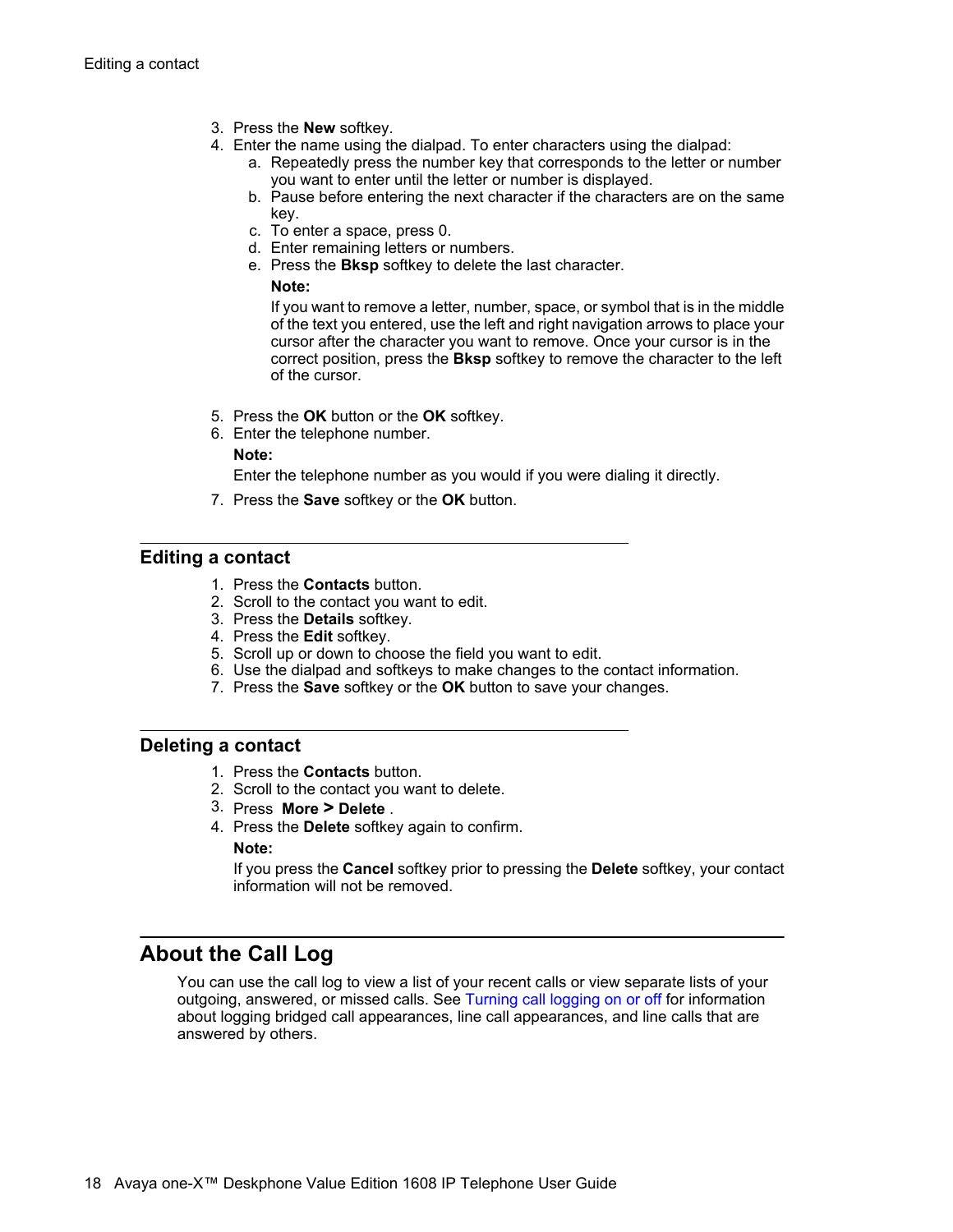3. Press the **New** softkey.
4. Enter the name using the dialpad. To enter characters using the dialpad:
    a. Repeatedly press the number key that corresponds to the letter or number you want to enter until the letter or number is displayed.
    b. Pause before entering the next character if the characters are on the same key.
    c. To enter a space, press 0.
    d. Enter remaining letters or numbers.
    e. Press the **Bksp** softkey to delete the last character.

       **Note:**

       If you want to remove a letter, number, space, or symbol that is in the middle of the text you entered, use the left and right navigation arrows to place your cursor after the character you want to remove. Once your cursor is in the correct position, press the **Bksp** softkey to remove the character to the left of the cursor.
5. Press the **OK** button or the **OK** softkey.
6. Enter the telephone number.

   **Note:**

   Enter the telephone number as you would if you were dialing it directly.
7. Press the **Save** softkey or the **OK** button.

### Editing a contact

1. Press the **Contacts** button.
2. Scroll to the contact you want to edit.
3. Press the **Details** softkey.
4. Press the **Edit** softkey.
5. Scroll up or down to choose the field you want to edit.
6. Use the dialpad and softkeys to make changes to the contact information.
7. Press the **Save** softkey or the **OK** button to save your changes.

### Deleting a contact

1. Press the **Contacts** button.
2. Scroll to the contact you want to delete.
3. Press **More > Delete** .
4. Press the **Delete** softkey again to confirm.

   **Note:**

   If you press the **Cancel** softkey prior to pressing the **Delete** softkey, your contact information will not be removed.

## About the Call Log

You can use the call log to view a list of your recent calls or view separate lists of your outgoing, answered, or missed calls. See Turning call logging on or off for information about logging bridged call appearances, line call appearances, and line calls that are answered by others.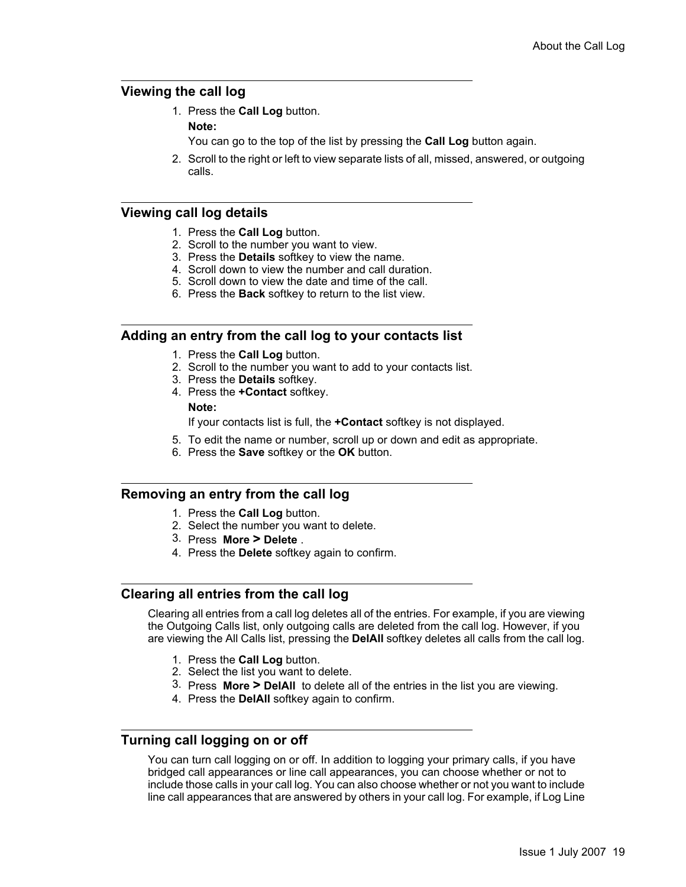## Viewing the call log

1. Press the **Call Log** button.

   **Note:**

   You can go to the top of the list by pressing the **Call Log** button again.

2. Scroll to the right or left to view separate lists of all, missed, answered, or outgoing calls.

## Viewing call log details

1. Press the **Call Log** button.
2. Scroll to the number you want to view.
3. Press the **Details** softkey to view the name.
4. Scroll down to view the number and call duration.
5. Scroll down to view the date and time of the call.
6. Press the **Back** softkey to return to the list view.

## Adding an entry from the call log to your contacts list

1. Press the **Call Log** button.
2. Scroll to the number you want to add to your contacts list.
3. Press the **Details** softkey.
4. Press the **+Contact** softkey.

   **Note:**

   If your contacts list is full, the **+Contact** softkey is not displayed.

5. To edit the name or number, scroll up or down and edit as appropriate.
6. Press the **Save** softkey or the **OK** button.

## Removing an entry from the call log

1. Press the **Call Log** button.
2. Select the number you want to delete.
3. Press **More > Delete** .
4. Press the **Delete** softkey again to confirm.

## Clearing all entries from the call log

Clearing all entries from a call log deletes all of the entries. For example, if you are viewing the Outgoing Calls list, only outgoing calls are deleted from the call log. However, if you are viewing the All Calls list, pressing the **DelAll** softkey deletes all calls from the call log.

1. Press the **Call Log** button.
2. Select the list you want to delete.
3. Press **More > DelAll** to delete all of the entries in the list you are viewing.
4. Press the **DelAll** softkey again to confirm.

## Turning call logging on or off

You can turn call logging on or off. In addition to logging your primary calls, if you have bridged call appearances or line call appearances, you can choose whether or not to include those calls in your call log. You can also choose whether or not you want to include line call appearances that are answered by others in your call log. For example, if Log Line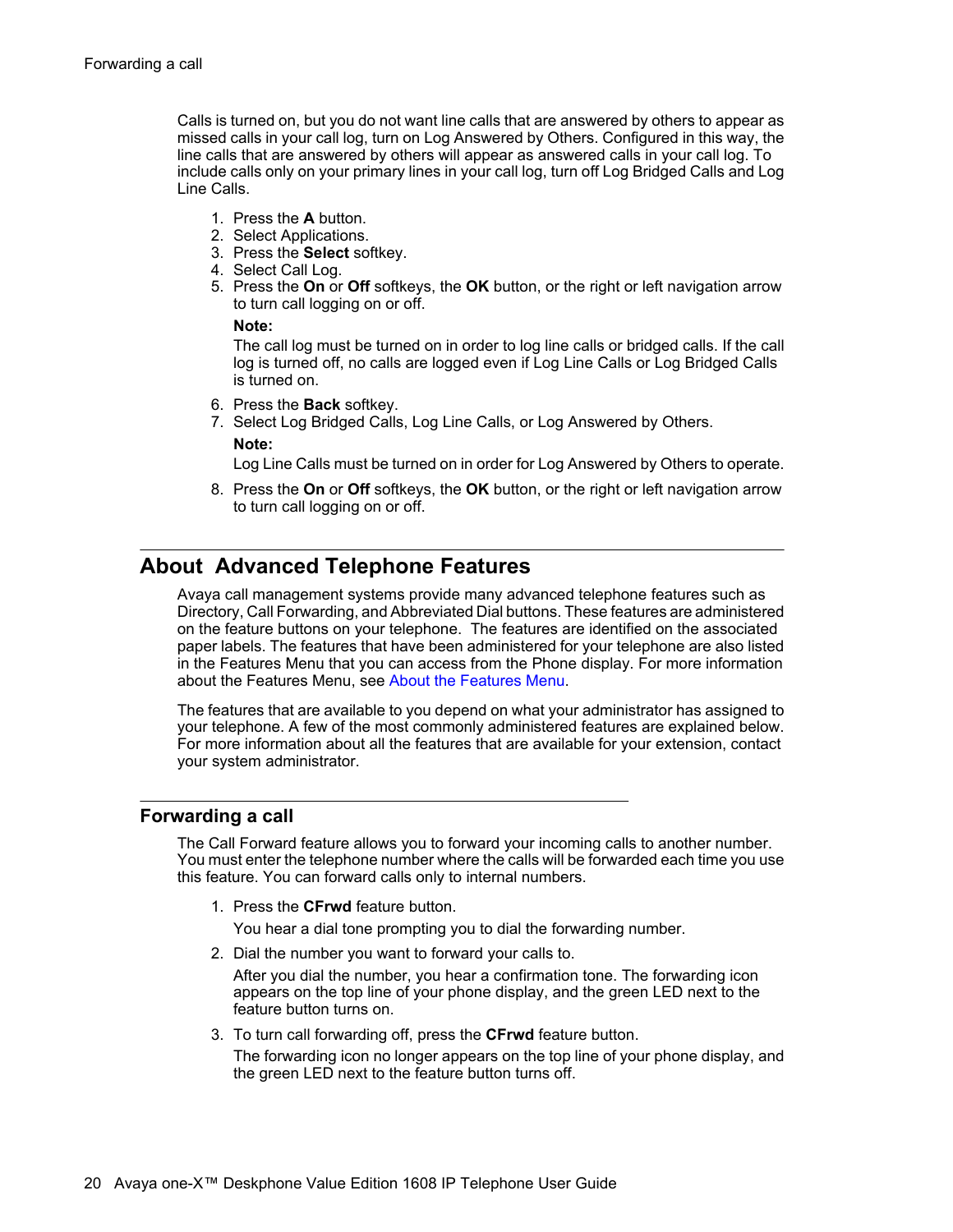Calls is turned on, but you do not want line calls that are answered by others to appear as missed calls in your call log, turn on Log Answered by Others. Configured in this way, the line calls that are answered by others will appear as answered calls in your call log. To include calls only on your primary lines in your call log, turn off Log Bridged Calls and Log Line Calls.

1. Press the **A** button.
2. Select Applications.
3. Press the **Select** softkey.
4. Select Call Log.
5. Press the **On** or **Off** softkeys, the **OK** button, or the right or left navigation arrow to turn call logging on or off.

   **Note:**

   The call log must be turned on in order to log line calls or bridged calls. If the call log is turned off, no calls are logged even if Log Line Calls or Log Bridged Calls is turned on.

6. Press the **Back** softkey.
7. Select Log Bridged Calls, Log Line Calls, or Log Answered by Others.

   **Note:**

   Log Line Calls must be turned on in order for Log Answered by Others to operate.

8. Press the **On** or **Off** softkeys, the **OK** button, or the right or left navigation arrow to turn call logging on or off.

## About Advanced Telephone Features

Avaya call management systems provide many advanced telephone features such as Directory, Call Forwarding, and Abbreviated Dial buttons. These features are administered on the feature buttons on your telephone. The features are identified on the associated paper labels. The features that have been administered for your telephone are also listed in the Features Menu that you can access from the Phone display. For more information about the Features Menu, see About the Features Menu.

The features that are available to you depend on what your administrator has assigned to your telephone. A few of the most commonly administered features are explained below. For more information about all the features that are available for your extension, contact your system administrator.

### Forwarding a call

The Call Forward feature allows you to forward your incoming calls to another number. You must enter the telephone number where the calls will be forwarded each time you use this feature. You can forward calls only to internal numbers.

1. Press the **CFrwd** feature button.

   You hear a dial tone prompting you to dial the forwarding number.

2. Dial the number you want to forward your calls to.

   After you dial the number, you hear a confirmation tone. The forwarding icon appears on the top line of your phone display, and the green LED next to the feature button turns on.

3. To turn call forwarding off, press the **CFrwd** feature button.

   The forwarding icon no longer appears on the top line of your phone display, and the green LED next to the feature button turns off.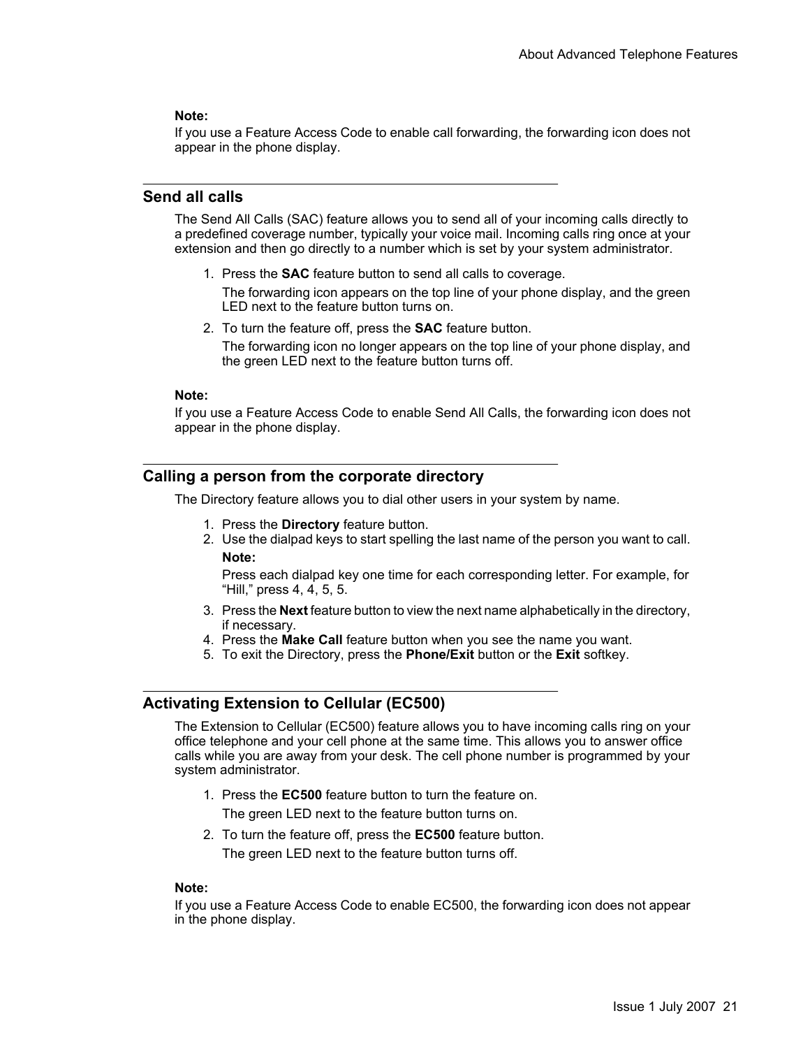**Note:**

If you use a Feature Access Code to enable call forwarding, the forwarding icon does not appear in the phone display.

## Send all calls

The Send All Calls (SAC) feature allows you to send all of your incoming calls directly to a predefined coverage number, typically your voice mail. Incoming calls ring once at your extension and then go directly to a number which is set by your system administrator.

1. Press the **SAC** feature button to send all calls to coverage.

   The forwarding icon appears on the top line of your phone display, and the green LED next to the feature button turns on.

2. To turn the feature off, press the **SAC** feature button.

   The forwarding icon no longer appears on the top line of your phone display, and the green LED next to the feature button turns off.

**Note:**

If you use a Feature Access Code to enable Send All Calls, the forwarding icon does not appear in the phone display.

## Calling a person from the corporate directory

The Directory feature allows you to dial other users in your system by name.

1. Press the **Directory** feature button.
2. Use the dialpad keys to start spelling the last name of the person you want to call.

   **Note:**

   Press each dialpad key one time for each corresponding letter. For example, for “Hill,” press 4, 4, 5, 5.

3. Press the **Next** feature button to view the next name alphabetically in the directory, if necessary.
4. Press the **Make Call** feature button when you see the name you want.
5. To exit the Directory, press the **Phone/Exit** button or the **Exit** softkey.

## Activating Extension to Cellular (EC500)

The Extension to Cellular (EC500) feature allows you to have incoming calls ring on your office telephone and your cell phone at the same time. This allows you to answer office calls while you are away from your desk. The cell phone number is programmed by your system administrator.

1. Press the **EC500** feature button to turn the feature on.

   The green LED next to the feature button turns on.

2. To turn the feature off, press the **EC500** feature button.

   The green LED next to the feature button turns off.

**Note:**

If you use a Feature Access Code to enable EC500, the forwarding icon does not appear in the phone display.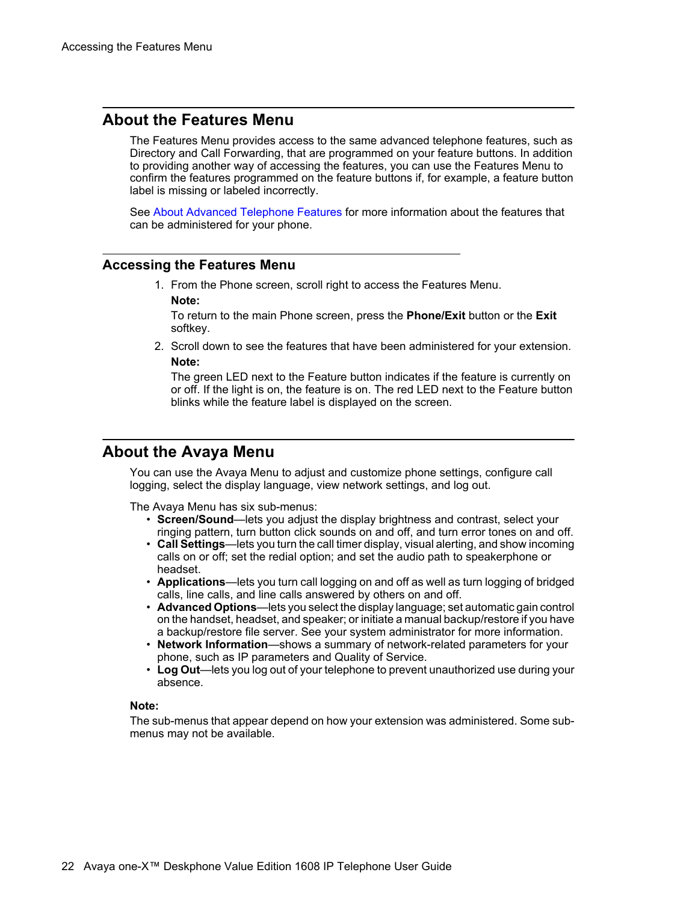## About the Features Menu

The Features Menu provides access to the same advanced telephone features, such as Directory and Call Forwarding, that are programmed on your feature buttons. In addition to providing another way of accessing the features, you can use the Features Menu to confirm the features programmed on the feature buttons if, for example, a feature button label is missing or labeled incorrectly.

See About Advanced Telephone Features for more information about the features that can be administered for your phone.

### Accessing the Features Menu

1. From the Phone screen, scroll right to access the Features Menu.

   **Note:**

   To return to the main Phone screen, press the **Phone/Exit** button or the **Exit** softkey.

2. Scroll down to see the features that have been administered for your extension.

   **Note:**

   The green LED next to the Feature button indicates if the feature is currently on or off. If the light is on, the feature is on. The red LED next to the Feature button blinks while the feature label is displayed on the screen.

## About the Avaya Menu

You can use the Avaya Menu to adjust and customize phone settings, configure call logging, select the display language, view network settings, and log out.

The Avaya Menu has six sub-menus:

- **Screen/Sound**—lets you adjust the display brightness and contrast, select your ringing pattern, turn button click sounds on and off, and turn error tones on and off.
- **Call Settings**—lets you turn the call timer display, visual alerting, and show incoming calls on or off; set the redial option; and set the audio path to speakerphone or headset.
- **Applications**—lets you turn call logging on and off as well as turn logging of bridged calls, line calls, and line calls answered by others on and off.
- **Advanced Options**—lets you select the display language; set automatic gain control on the handset, headset, and speaker; or initiate a manual backup/restore if you have a backup/restore file server. See your system administrator for more information.
- **Network Information**—shows a summary of network-related parameters for your phone, such as IP parameters and Quality of Service.
- **Log Out**—lets you log out of your telephone to prevent unauthorized use during your absence.

**Note:**

The sub-menus that appear depend on how your extension was administered. Some sub-menus may not be available.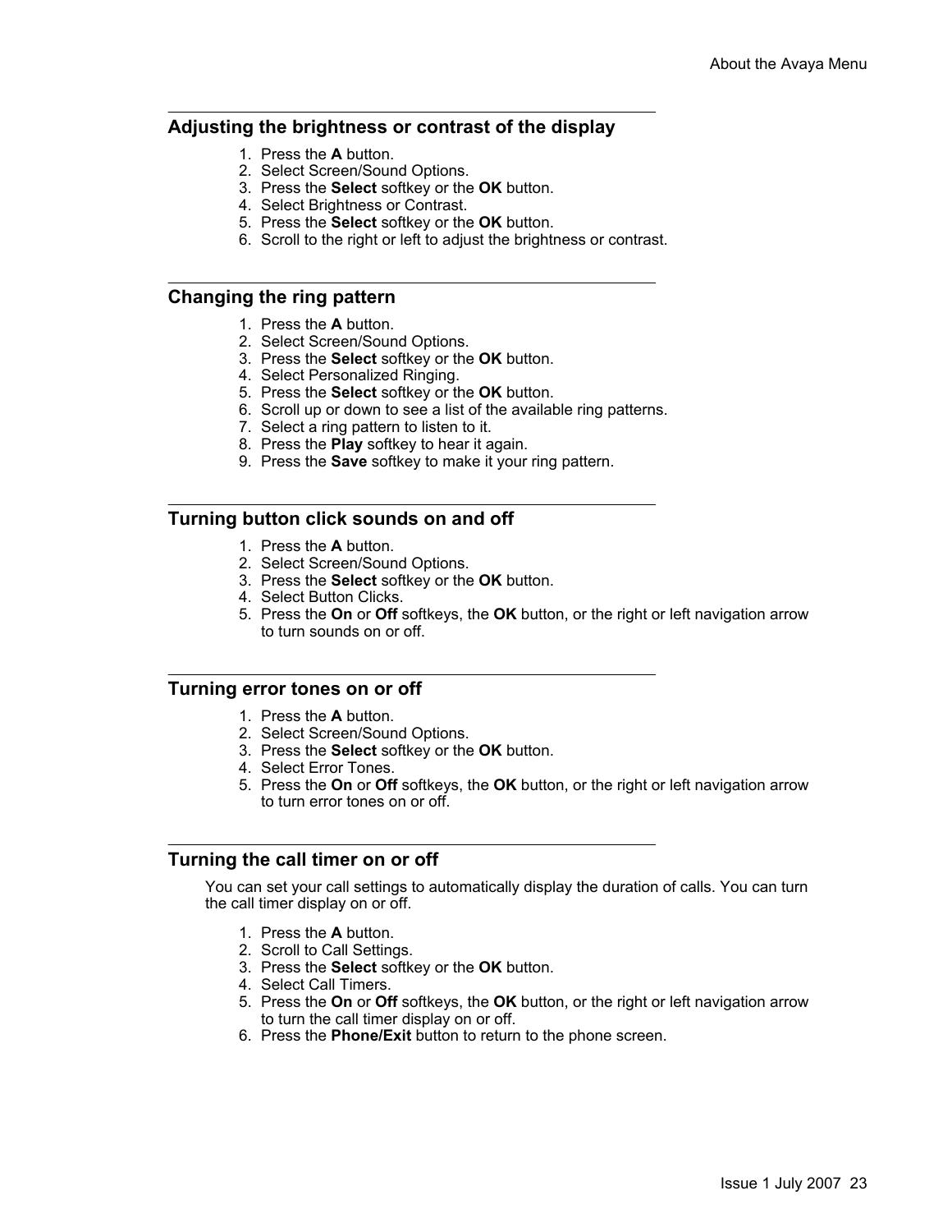## Adjusting the brightness or contrast of the display

1. Press the **A** button.
2. Select Screen/Sound Options.
3. Press the **Select** softkey or the **OK** button.
4. Select Brightness or Contrast.
5. Press the **Select** softkey or the **OK** button.
6. Scroll to the right or left to adjust the brightness or contrast.

## Changing the ring pattern

1. Press the **A** button.
2. Select Screen/Sound Options.
3. Press the **Select** softkey or the **OK** button.
4. Select Personalized Ringing.
5. Press the **Select** softkey or the **OK** button.
6. Scroll up or down to see a list of the available ring patterns.
7. Select a ring pattern to listen to it.
8. Press the **Play** softkey to hear it again.
9. Press the **Save** softkey to make it your ring pattern.

## Turning button click sounds on and off

1. Press the **A** button.
2. Select Screen/Sound Options.
3. Press the **Select** softkey or the **OK** button.
4. Select Button Clicks.
5. Press the **On** or **Off** softkeys, the **OK** button, or the right or left navigation arrow to turn sounds on or off.

## Turning error tones on or off

1. Press the **A** button.
2. Select Screen/Sound Options.
3. Press the **Select** softkey or the **OK** button.
4. Select Error Tones.
5. Press the **On** or **Off** softkeys, the **OK** button, or the right or left navigation arrow to turn error tones on or off.

## Turning the call timer on or off

You can set your call settings to automatically display the duration of calls. You can turn the call timer display on or off.

1. Press the **A** button.
2. Scroll to Call Settings.
3. Press the **Select** softkey or the **OK** button.
4. Select Call Timers.
5. Press the **On** or **Off** softkeys, the **OK** button, or the right or left navigation arrow to turn the call timer display on or off.
6. Press the **Phone/Exit** button to return to the phone screen.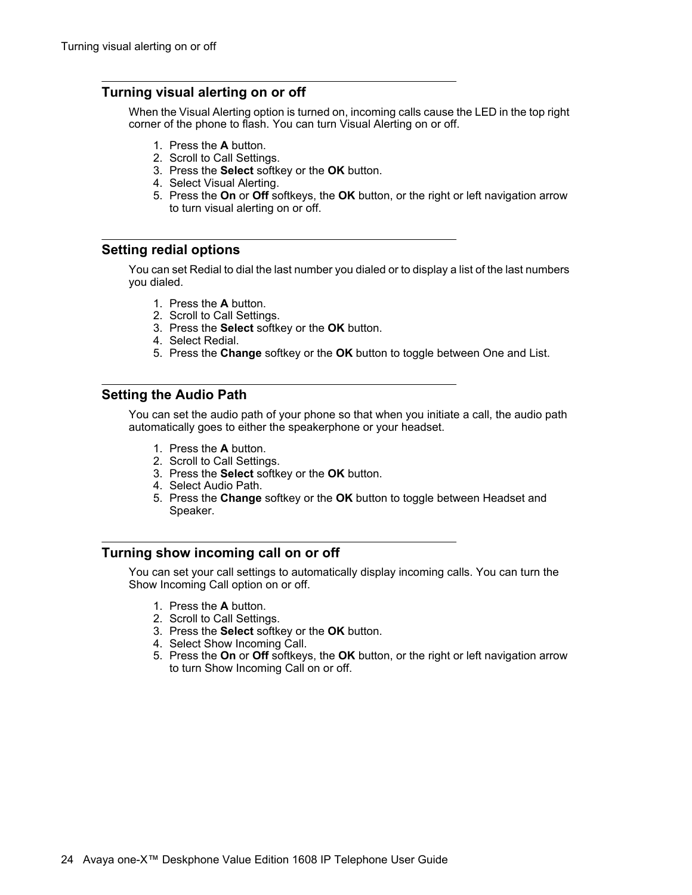## Turning visual alerting on or off

When the Visual Alerting option is turned on, incoming calls cause the LED in the top right corner of the phone to flash. You can turn Visual Alerting on or off.

1. Press the **A** button.
2. Scroll to Call Settings.
3. Press the **Select** softkey or the **OK** button.
4. Select Visual Alerting.
5. Press the **On** or **Off** softkeys, the **OK** button, or the right or left navigation arrow to turn visual alerting on or off.

## Setting redial options

You can set Redial to dial the last number you dialed or to display a list of the last numbers you dialed.

1. Press the **A** button.
2. Scroll to Call Settings.
3. Press the **Select** softkey or the **OK** button.
4. Select Redial.
5. Press the **Change** softkey or the **OK** button to toggle between One and List.

## Setting the Audio Path

You can set the audio path of your phone so that when you initiate a call, the audio path automatically goes to either the speakerphone or your headset.

1. Press the **A** button.
2. Scroll to Call Settings.
3. Press the **Select** softkey or the **OK** button.
4. Select Audio Path.
5. Press the **Change** softkey or the **OK** button to toggle between Headset and Speaker.

## Turning show incoming call on or off

You can set your call settings to automatically display incoming calls. You can turn the Show Incoming Call option on or off.

1. Press the **A** button.
2. Scroll to Call Settings.
3. Press the **Select** softkey or the **OK** button.
4. Select Show Incoming Call.
5. Press the **On** or **Off** softkeys, the **OK** button, or the right or left navigation arrow to turn Show Incoming Call on or off.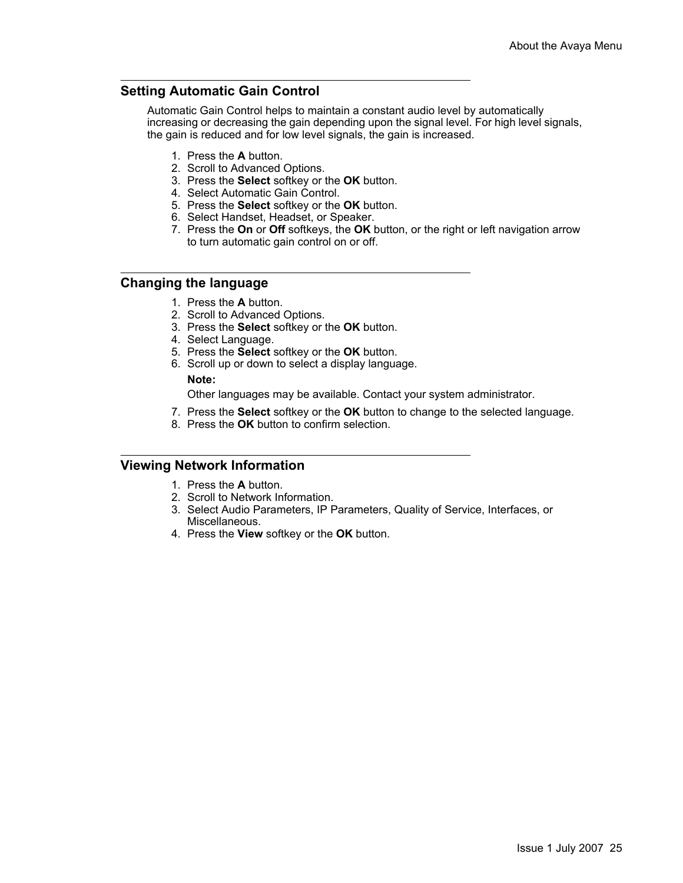## Setting Automatic Gain Control

Automatic Gain Control helps to maintain a constant audio level by automatically increasing or decreasing the gain depending upon the signal level. For high level signals, the gain is reduced and for low level signals, the gain is increased.

1. Press the **A** button.
2. Scroll to Advanced Options.
3. Press the **Select** softkey or the **OK** button.
4. Select Automatic Gain Control.
5. Press the **Select** softkey or the **OK** button.
6. Select Handset, Headset, or Speaker.
7. Press the **On** or **Off** softkeys, the **OK** button, or the right or left navigation arrow to turn automatic gain control on or off.

## Changing the language

1. Press the **A** button.
2. Scroll to Advanced Options.
3. Press the **Select** softkey or the **OK** button.
4. Select Language.
5. Press the **Select** softkey or the **OK** button.
6. Scroll up or down to select a display language.

   **Note:**

   Other languages may be available. Contact your system administrator.

7. Press the **Select** softkey or the **OK** button to change to the selected language.
8. Press the **OK** button to confirm selection.

## Viewing Network Information

1. Press the **A** button.
2. Scroll to Network Information.
3. Select Audio Parameters, IP Parameters, Quality of Service, Interfaces, or Miscellaneous.
4. Press the **View** softkey or the **OK** button.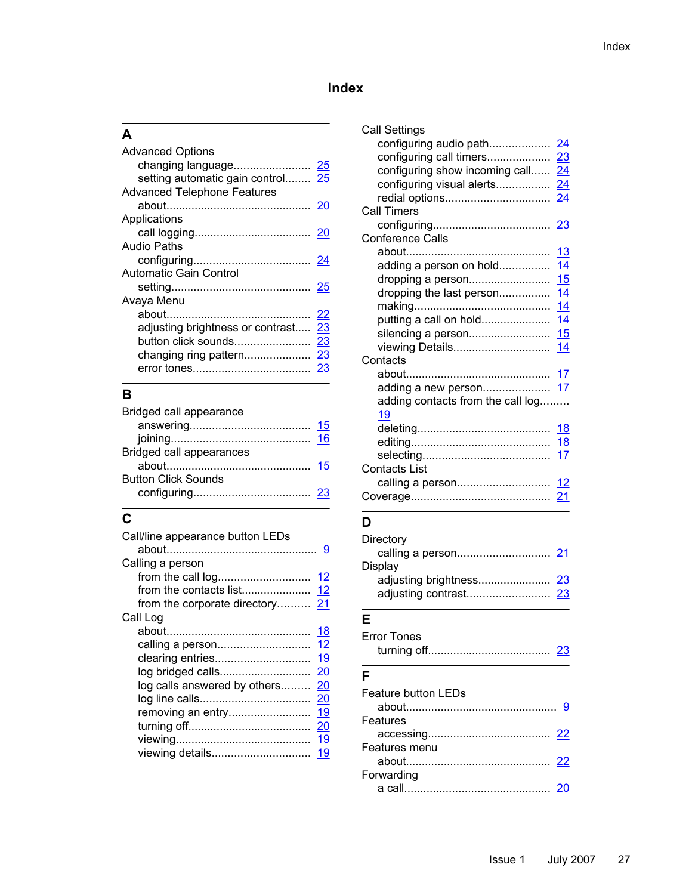# Index

## A

Advanced Options
- changing language........................ 25
- setting automatic gain control........ 25

Advanced Telephone Features
- about............................................. 20

Applications
- call logging.................................... 20

Audio Paths
- configuring.................................... 24

Automatic Gain Control
- setting............................................ 25

Avaya Menu
- about............................................. 22
- adjusting brightness or contrast..... 23
- button click sounds........................ 23
- changing ring pattern..................... 23
- error tones...................................... 23

## B

Bridged call appearance
- answering...................................... 15
- joining............................................ 16

Bridged call appearances
- about............................................. 15

Button Click Sounds
- configuring.................................... 23

## C

Call/line appearance button LEDs
- about............................................... 9

Calling a person
- from the call log............................. 12
- from the contacts list...................... 12
- from the corporate directory.......... 21

Call Log
- about............................................. 18
- calling a person............................. 12
- clearing entries.............................. 19
- log bridged calls............................ 20
- log calls answered by others......... 20
- log line calls.................................. 20
- removing an entry.......................... 19
- turning off...................................... 20
- viewing.......................................... 19
- viewing details.............................. 19

Call Settings
- configuring audio path................... 24
- configuring call timers................... 23
- configuring show incoming call...... 24
- configuring visual alerts................. 24
- redial options................................. 24

Call Timers
- configuring.................................... 23

Conference Calls
- about............................................. 13
- adding a person on hold................ 14
- dropping a person.......................... 15
- dropping the last person................ 14
- making........................................... 14
- putting a call on hold...................... 14
- silencing a person.......................... 15
- viewing Details............................... 14

Contacts
- about............................................. 17
- adding a new person..................... 17
- adding contacts from the call log......... 19
- deleting.......................................... 18
- editing............................................ 18
- selecting........................................ 17

Contacts List
- calling a person............................. 12

Coverage........................................... 21

## D

Directory
- calling a person............................. 21

Display
- adjusting brightness...................... 23
- adjusting contrast.......................... 23

## E

Error Tones
- turning off...................................... 23

## F

Feature button LEDs
- about............................................... 9

Features
- accessing...................................... 22

Features menu
- about............................................. 22

Forwarding
- a call.............................................. 20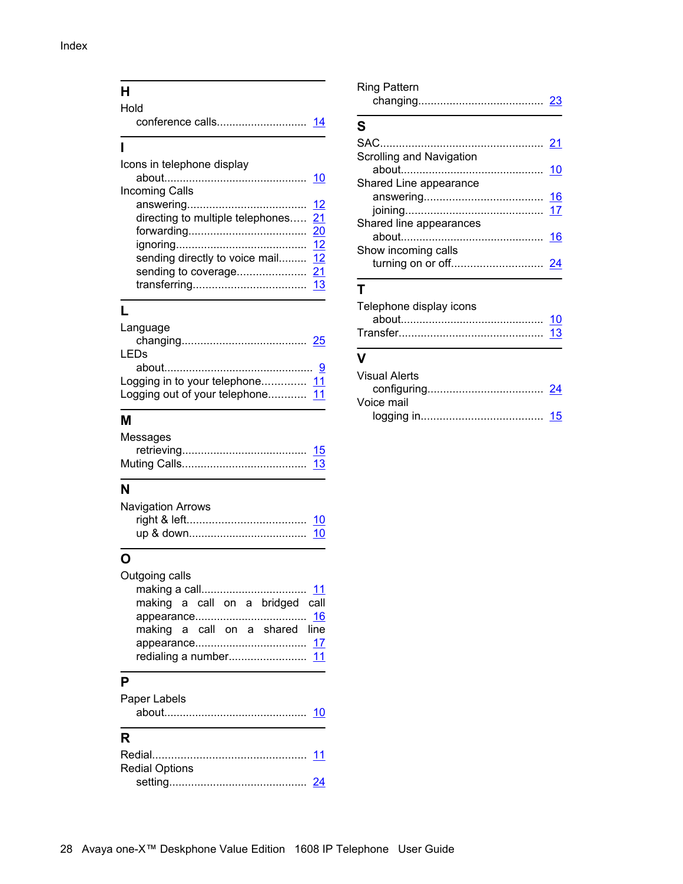## H

Hold
- conference calls 14

## I

Icons in telephone display
- about 10

Incoming Calls
- answering 12
- directing to multiple telephones 21
- forwarding 20
- ignoring 12
- sending directly to voice mail 12
- sending to coverage 21
- transferring 13

## L

Language
- changing 25

LEDs
- about 9

Logging in to your telephone 11

Logging out of your telephone 11

## M

Messages
- retrieving 15

Muting Calls 13

## N

Navigation Arrows
- right & left 10
- up & down 10

## O

Outgoing calls
- making a call 11
- making a call on a bridged call appearance 16
- making a call on a shared line appearance 17
- redialing a number 11

## P

Paper Labels
- about 10

## R

Redial 11

Redial Options
- setting 24

Ring Pattern
- changing 23

## S

SAC 21

Scrolling and Navigation
- about 10

Shared Line appearance
- answering 16
- joining 17

Shared line appearances
- about 16

Show incoming calls
- turning on or off 24

## T

Telephone display icons
- about 10

Transfer 13

## V

Visual Alerts
- configuring 24

Voice mail
- logging in 15